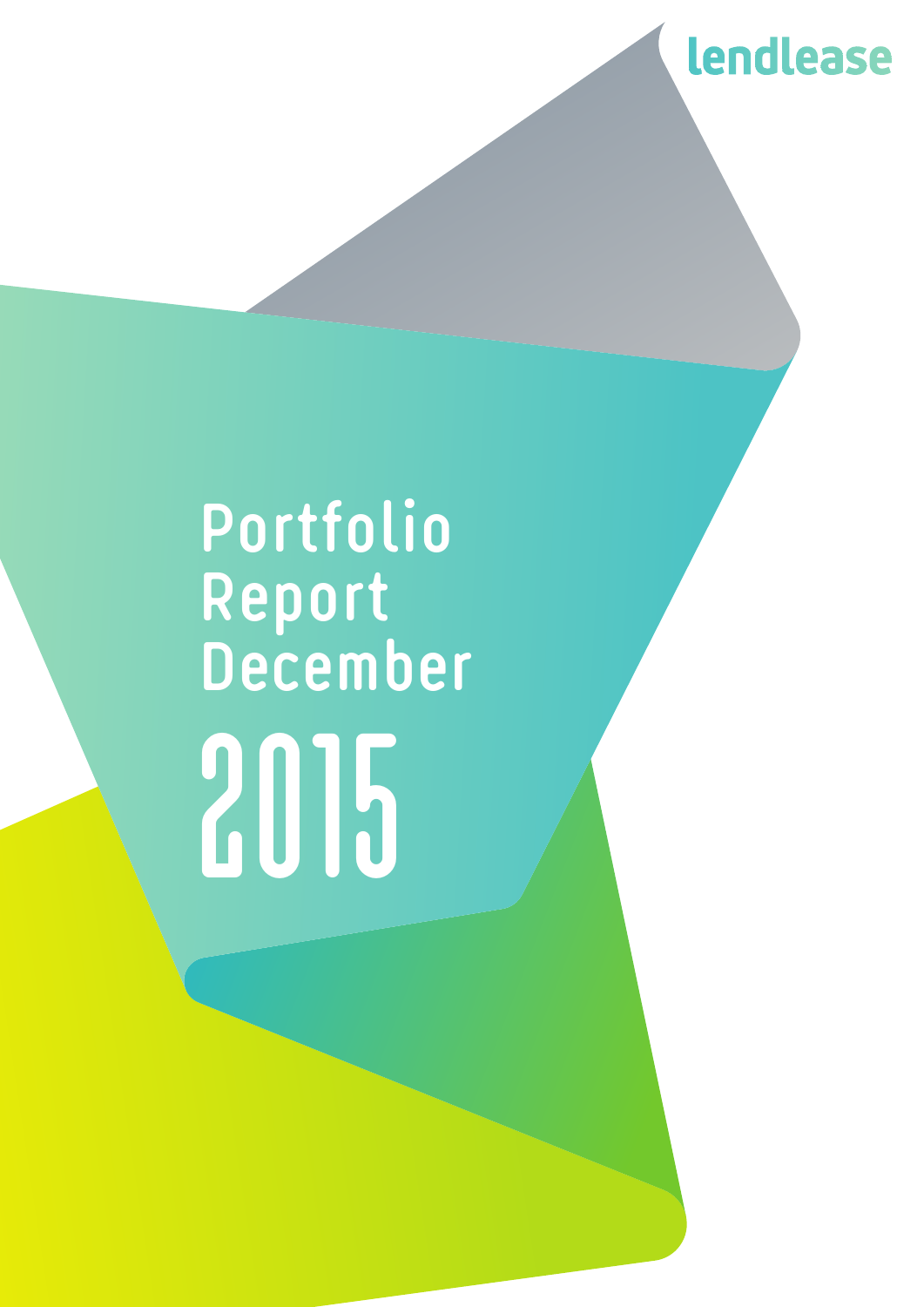lendlease

# Portfolio Report December 2015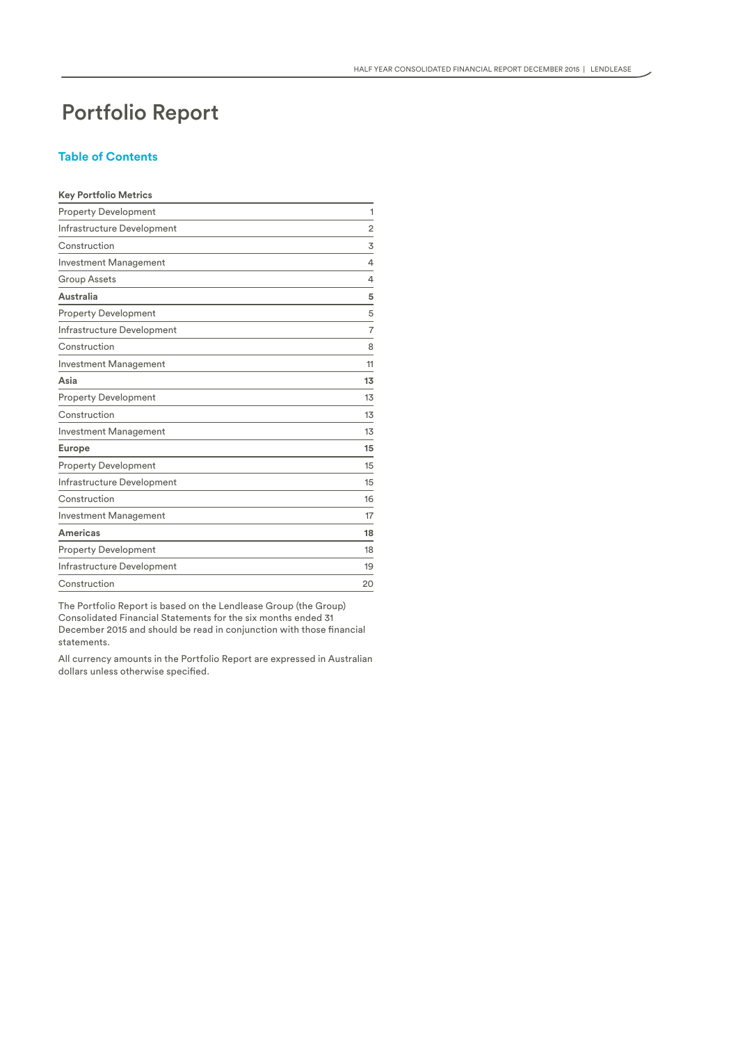# Portfolio Report

## Table of Contents

| **Key Portfolio Metrics** | |
|---|---|
| Property Development | 1 |
| Infrastructure Development | 2 |
| Construction | 3 |
| Investment Management | 4 |
| Group Assets | 4 |
| **Australia** | **5** |
| Property Development | 5 |
| Infrastructure Development | 7 |
| Construction | 8 |
| Investment Management | 11 |
| **Asia** | **13** |
| Property Development | 13 |
| Construction | 13 |
| Investment Management | 13 |
| **Europe** | **15** |
| Property Development | 15 |
| Infrastructure Development | 15 |
| Construction | 16 |
| Investment Management | 17 |
| **Americas** | **18** |
| Property Development | 18 |
| Infrastructure Development | 19 |
| Construction | 20 |

The Portfolio Report is based on the Lendlease Group (the Group) Consolidated Financial Statements for the six months ended 31 December 2015 and should be read in conjunction with those financial statements.

All currency amounts in the Portfolio Report are expressed in Australian dollars unless otherwise specified.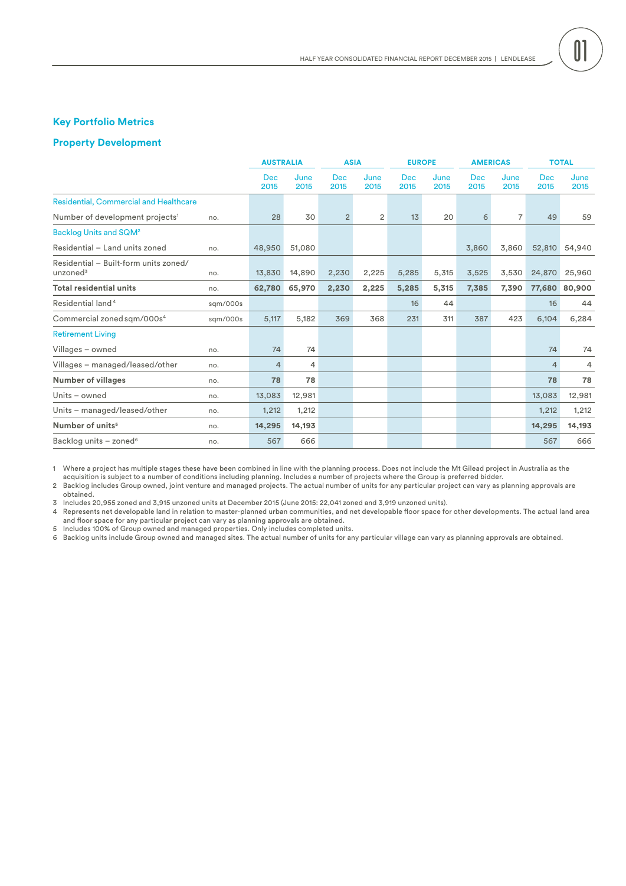## Key Portfolio Metrics

## Property Development

| | | AUSTRALIA | | ASIA | | EUROPE | | AMERICAS | | TOTAL | |
|---|---|---|---|---|---|---|---|---|---|---|---|
| | | Dec 2015 | June 2015 | Dec 2015 | June 2015 | Dec 2015 | June 2015 | Dec 2015 | June 2015 | Dec 2015 | June 2015 |
| **Residential, Commercial and Healthcare** | | | | | | | | | | | |
| Number of development projects[1] | no. | 28 | 30 | 2 | 2 | 13 | 20 | 6 | 7 | 49 | 59 |
| **Backlog Units and SQM[2]** | | | | | | | | | | | |
| Residential – Land units zoned | no. | 48,950 | 51,080 | | | | | 3,860 | 3,860 | 52,810 | 54,940 |
| Residential – Built-form units zoned/ unzoned[3] | no. | 13,830 | 14,890 | 2,230 | 2,225 | 5,285 | 5,315 | 3,525 | 3,530 | 24,870 | 25,960 |
| **Total residential units** | no. | **62,780** | **65,970** | **2,230** | **2,225** | **5,285** | **5,315** | **7,385** | **7,390** | **77,680** | **80,900** |
| Residential land[4] | sqm/000s | | | | | 16 | 44 | | | 16 | 44 |
| Commercial zoned sqm/000s[4] | sqm/000s | 5,117 | 5,182 | 369 | 368 | 231 | 311 | 387 | 423 | 6,104 | 6,284 |
| **Retirement Living** | | | | | | | | | | | |
| Villages – owned | no. | 74 | 74 | | | | | | | 74 | 74 |
| Villages – managed/leased/other | no. | 4 | 4 | | | | | | | 4 | 4 |
| **Number of villages** | no. | **78** | **78** | | | | | | | **78** | **78** |
| Units – owned | no. | 13,083 | 12,981 | | | | | | | 13,083 | 12,981 |
| Units – managed/leased/other | no. | 1,212 | 1,212 | | | | | | | 1,212 | 1,212 |
| **Number of units[5]** | no. | **14,295** | **14,193** | | | | | | | **14,295** | **14,193** |
| Backlog units – zoned[6] | no. | 567 | 666 | | | | | | | 567 | 666 |

1 Where a project has multiple stages these have been combined in line with the planning process. Does not include the Mt Gilead project in Australia as the acquisition is subject to a number of conditions including planning. Includes a number of projects where the Group is preferred bidder.

2 Backlog includes Group owned, joint venture and managed projects. The actual number of units for any particular project can vary as planning approvals are obtained.

3 Includes 20,955 zoned and 3,915 unzoned units at December 2015 (June 2015: 22,041 zoned and 3,919 unzoned units).

4 Represents net developable land in relation to master-planned urban communities, and net developable floor space for other developments. The actual land area and floor space for any particular project can vary as planning approvals are obtained.

5 Includes 100% of Group owned and managed properties. Only includes completed units.

6 Backlog units include Group owned and managed sites. The actual number of units for any particular village can vary as planning approvals are obtained.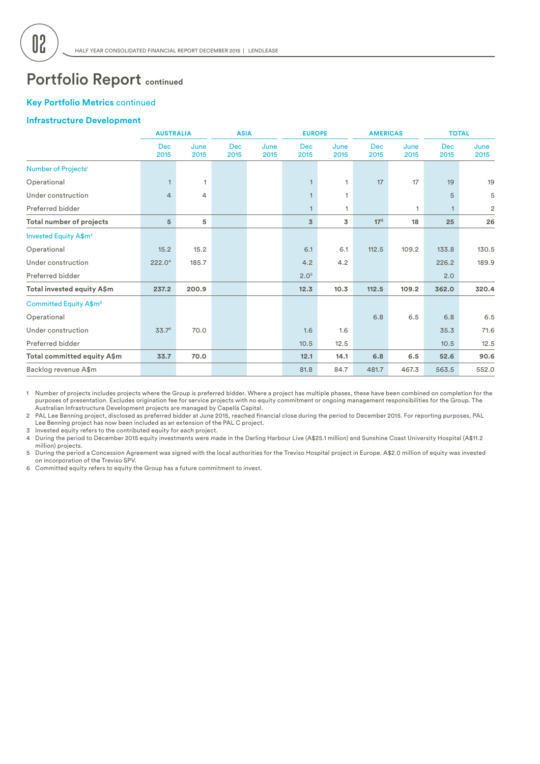# Portfolio Report continued

## Key Portfolio Metrics continued

### Infrastructure Development

| | AUSTRALIA | | ASIA | | EUROPE | | AMERICAS | | TOTAL | |
|---|---|---|---|---|---|---|---|---|---|---|
| | Dec 2015 | June 2015 | Dec 2015 | June 2015 | Dec 2015 | June 2015 | Dec 2015 | June 2015 | Dec 2015 | June 2015 |
| Number of Projects[1] | | | | | | | | | | |
| Operational | 1 | 1 | | | 1 | 1 | 17 | 17 | 19 | 19 |
| Under construction | 4 | 4 | | | 1 | 1 | | | 5 | 5 |
| Preferred bidder | | | | | 1 | 1 | | 1 | 1 | 2 |
| **Total number of projects** | **5** | **5** | | | **3** | **3** | **17**[2] | **18** | **25** | **26** |
| Invested Equity A$m[3] | | | | | | | | | | |
| Operational | 15.2 | 15.2 | | | 6.1 | 6.1 | 112.5 | 109.2 | 133.8 | 130.5 |
| Under construction | 222.0[4] | 185.7 | | | 4.2 | 4.2 | | | 226.2 | 189.9 |
| Preferred bidder | | | | | 2.0[5] | | | | 2.0 | |
| **Total invested equity A$m** | **237.2** | **200.9** | | | **12.3** | **10.3** | **112.5** | **109.2** | **362.0** | **320.4** |
| Committed Equity A$m[6] | | | | | | | | | | |
| Operational | | | | | | | 6.8 | 6.5 | 6.8 | 6.5 |
| Under construction | 33.7[4] | 70.0 | | | 1.6 | 1.6 | | | 35.3 | 71.6 |
| Preferred bidder | | | | | 10.5 | 12.5 | | | 10.5 | 12.5 |
| **Total committed equity A$m** | **33.7** | **70.0** | | | **12.1** | **14.1** | **6.8** | **6.5** | **52.6** | **90.6** |
| Backlog revenue A$m | | | | | 81.8 | 84.7 | 481.7 | 467.3 | 563.5 | 552.0 |

1 Number of projects includes projects where the Group is preferred bidder. Where a project has multiple phases, these have been combined on completion for the purposes of presentation. Excludes origination fee for service projects with no equity commitment or ongoing management responsibilities for the Group. The Australian Infrastructure Development projects are managed by Capella Capital.

2 PAL Lee Benning project, disclosed as preferred bidder at June 2015, reached financial close during the period to December 2015. For reporting purposes, PAL Lee Benning project has now been included as an extension of the PAL C project.

3 Invested equity refers to the contributed equity for each project.

4 During the period to December 2015 equity investments were made in the Darling Harbour Live (A$25.1 million) and Sunshine Coast University Hospital (A$11.2 million) projects.

5 During the period a Concession Agreement was signed with the local authorities for the Treviso Hospital project in Europe. A$2.0 million of equity was invested on incorporation of the Treviso SPV.

6 Committed equity refers to equity the Group has a future commitment to invest.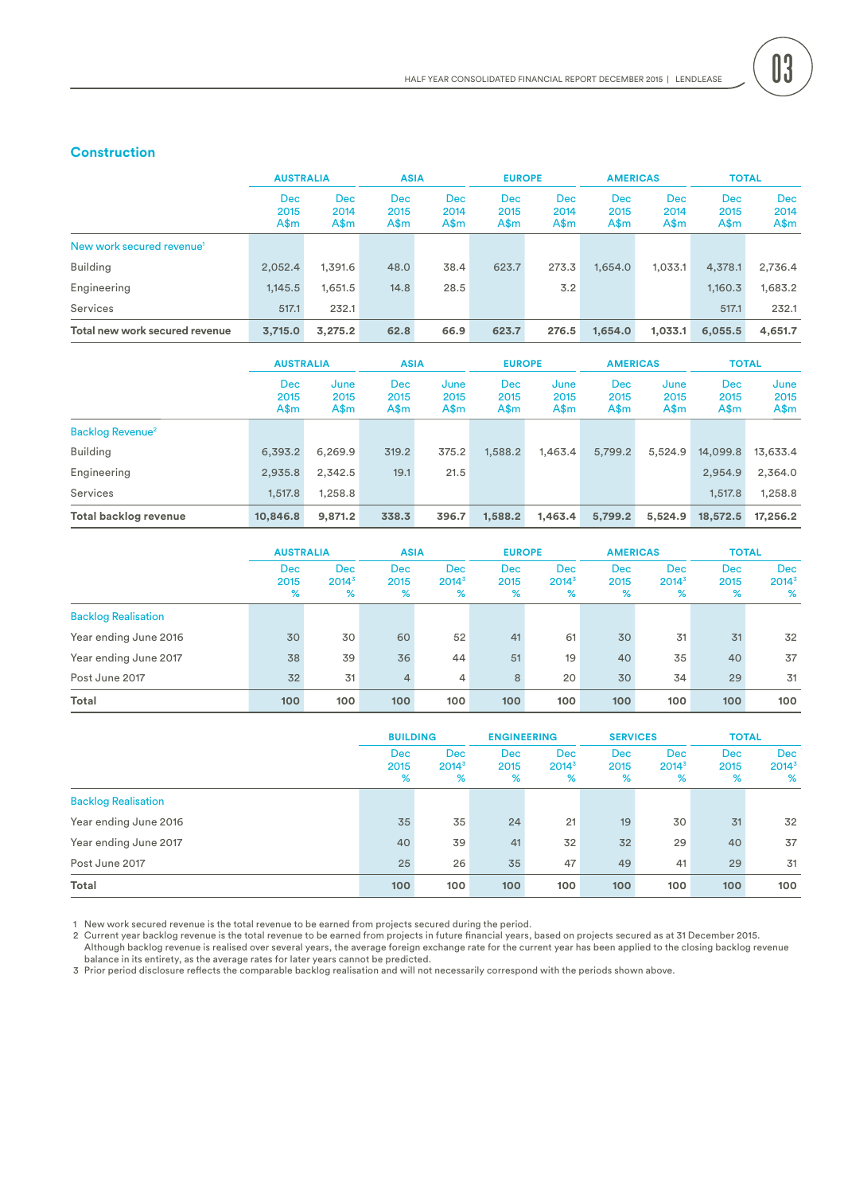## Construction

| | AUSTRALIA | | ASIA | | EUROPE | | AMERICAS | | TOTAL | |
|---|---|---|---|---|---|---|---|---|---|---|
| | Dec 2015 A$m | Dec 2014 A$m | Dec 2015 A$m | Dec 2014 A$m | Dec 2015 A$m | Dec 2014 A$m | Dec 2015 A$m | Dec 2014 A$m | Dec 2015 A$m | Dec 2014 A$m |
| New work secured revenue[1] | | | | | | | | | | |
| Building | 2,052.4 | 1,391.6 | 48.0 | 38.4 | 623.7 | 273.3 | 1,654.0 | 1,033.1 | 4,378.1 | 2,736.4 |
| Engineering | 1,145.5 | 1,651.5 | 14.8 | 28.5 | | 3.2 | | | 1,160.3 | 1,683.2 |
| Services | 517.1 | 232.1 | | | | | | | 517.1 | 232.1 |
| **Total new work secured revenue** | **3,715.0** | **3,275.2** | **62.8** | **66.9** | **623.7** | **276.5** | **1,654.0** | **1,033.1** | **6,055.5** | **4,651.7** |

| | AUSTRALIA | | ASIA | | EUROPE | | AMERICAS | | TOTAL | |
|---|---|---|---|---|---|---|---|---|---|---|
| | Dec 2015 A$m | June 2015 A$m | Dec 2015 A$m | June 2015 A$m | Dec 2015 A$m | June 2015 A$m | Dec 2015 A$m | June 2015 A$m | Dec 2015 A$m | June 2015 A$m |
| Backlog Revenue[2] | | | | | | | | | | |
| Building | 6,393.2 | 6,269.9 | 319.2 | 375.2 | 1,588.2 | 1,463.4 | 5,799.2 | 5,524.9 | 14,099.8 | 13,633.4 |
| Engineering | 2,935.8 | 2,342.5 | 19.1 | 21.5 | | | | | 2,954.9 | 2,364.0 |
| Services | 1,517.8 | 1,258.8 | | | | | | | 1,517.8 | 1,258.8 |
| **Total backlog revenue** | **10,846.8** | **9,871.2** | **338.3** | **396.7** | **1,588.2** | **1,463.4** | **5,799.2** | **5,524.9** | **18,572.5** | **17,256.2** |

| | AUSTRALIA | | ASIA | | EUROPE | | AMERICAS | | TOTAL | |
|---|---|---|---|---|---|---|---|---|---|---|
| | Dec 2015 % | Dec 2014[3] % | Dec 2015 % | Dec 2014[3] % | Dec 2015 % | Dec 2014[3] % | Dec 2015 % | Dec 2014[3] % | Dec 2015 % | Dec 2014[3] % |
| Backlog Realisation | | | | | | | | | | |
| Year ending June 2016 | 30 | 30 | 60 | 52 | 41 | 61 | 30 | 31 | 31 | 32 |
| Year ending June 2017 | 38 | 39 | 36 | 44 | 51 | 19 | 40 | 35 | 40 | 37 |
| Post June 2017 | 32 | 31 | 4 | 4 | 8 | 20 | 30 | 34 | 29 | 31 |
| **Total** | **100** | **100** | **100** | **100** | **100** | **100** | **100** | **100** | **100** | **100** |

| | BUILDING | | ENGINEERING | | SERVICES | | TOTAL | |
|---|---|---|---|---|---|---|---|---|
| | Dec 2015 % | Dec 2014[3] % | Dec 2015 % | Dec 2014[3] % | Dec 2015 % | Dec 2014[3] % | Dec 2015 % | Dec 2014[3] % |
| Backlog Realisation | | | | | | | | |
| Year ending June 2016 | 35 | 35 | 24 | 21 | 19 | 30 | 31 | 32 |
| Year ending June 2017 | 40 | 39 | 41 | 32 | 32 | 29 | 40 | 37 |
| Post June 2017 | 25 | 26 | 35 | 47 | 49 | 41 | 29 | 31 |
| **Total** | **100** | **100** | **100** | **100** | **100** | **100** | **100** | **100** |

1 New work secured revenue is the total revenue to be earned from projects secured during the period.
2 Current year backlog revenue is the total revenue to be earned from projects in future financial years, based on projects secured as at 31 December 2015. Although backlog revenue is realised over several years, the average foreign exchange rate for the current year has been applied to the closing backlog revenue balance in its entirety, as the average rates for later years cannot be predicted.
3 Prior period disclosure reflects the comparable backlog realisation and will not necessarily correspond with the periods shown above.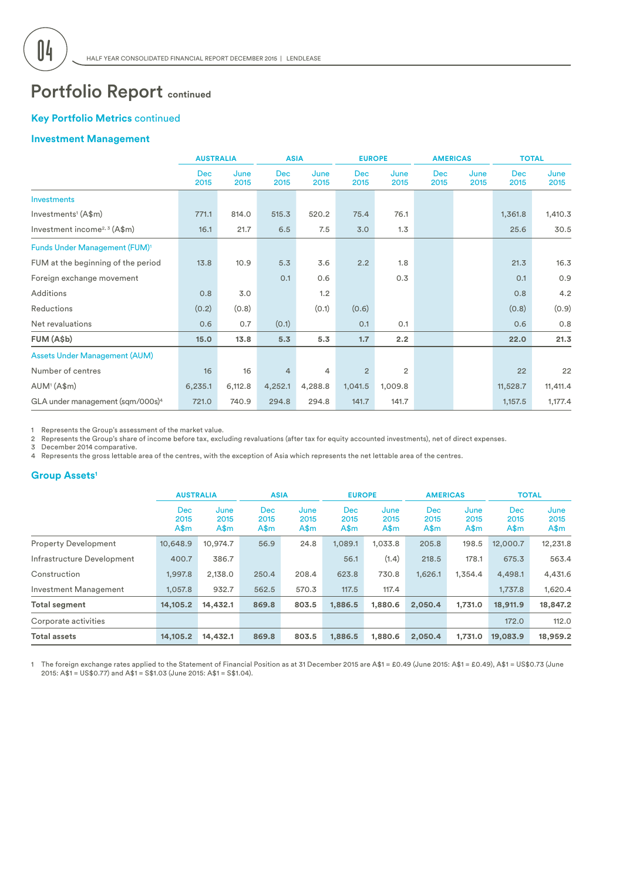# Portfolio Report continued

## Key Portfolio Metrics continued

### Investment Management

| | AUSTRALIA | | ASIA | | EUROPE | | AMERICAS | | TOTAL | |
|---|---|---|---|---|---|---|---|---|---|---|
| | Dec 2015 | June 2015 | Dec 2015 | June 2015 | Dec 2015 | June 2015 | Dec 2015 | June 2015 | Dec 2015 | June 2015 |
| **Investments** | | | | | | | | | | |
| Investments[1] (A$m) | 771.1 | 814.0 | 515.3 | 520.2 | 75.4 | 76.1 | | | 1,361.8 | 1,410.3 |
| Investment income[2, 3] (A$m) | 16.1 | 21.7 | 6.5 | 7.5 | 3.0 | 1.3 | | | 25.6 | 30.5 |
| **Funds Under Management (FUM)[1]** | | | | | | | | | | |
| FUM at the beginning of the period | 13.8 | 10.9 | 5.3 | 3.6 | 2.2 | 1.8 | | | 21.3 | 16.3 |
| Foreign exchange movement | | | 0.1 | 0.6 | | 0.3 | | | 0.1 | 0.9 |
| Additions | 0.8 | 3.0 | | 1.2 | | | | | 0.8 | 4.2 |
| Reductions | (0.2) | (0.8) | | (0.1) | (0.6) | | | | (0.8) | (0.9) |
| Net revaluations | 0.6 | 0.7 | (0.1) | | 0.1 | 0.1 | | | 0.6 | 0.8 |
| **FUM (A$b)** | **15.0** | **13.8** | **5.3** | **5.3** | **1.7** | **2.2** | | | **22.0** | **21.3** |
| **Assets Under Management (AUM)** | | | | | | | | | | |
| Number of centres | 16 | 16 | 4 | 4 | 2 | 2 | | | 22 | 22 |
| AUM[1] (A$m) | 6,235.1 | 6,112.8 | 4,252.1 | 4,288.8 | 1,041.5 | 1,009.8 | | | 11,528.7 | 11,411.4 |
| GLA under management (sqm/000s)[4] | 721.0 | 740.9 | 294.8 | 294.8 | 141.7 | 141.7 | | | 1,157.5 | 1,177.4 |

1 Represents the Group's assessment of the market value.
2 Represents the Group's share of income before tax, excluding revaluations (after tax for equity accounted investments), net of direct expenses.
3 December 2014 comparative.
4 Represents the gross lettable area of the centres, with the exception of Asia which represents the net lettable area of the centres.

### Group Assets[1]

| | AUSTRALIA | | ASIA | | EUROPE | | AMERICAS | | TOTAL | |
|---|---|---|---|---|---|---|---|---|---|---|
| | Dec 2015 A$m | June 2015 A$m | Dec 2015 A$m | June 2015 A$m | Dec 2015 A$m | June 2015 A$m | Dec 2015 A$m | June 2015 A$m | Dec 2015 A$m | June 2015 A$m |
| Property Development | 10,648.9 | 10,974.7 | 56.9 | 24.8 | 1,089.1 | 1,033.8 | 205.8 | 198.5 | 12,000.7 | 12,231.8 |
| Infrastructure Development | 400.7 | 386.7 | | | 56.1 | (1.4) | 218.5 | 178.1 | 675.3 | 563.4 |
| Construction | 1,997.8 | 2,138.0 | 250.4 | 208.4 | 623.8 | 730.8 | 1,626.1 | 1,354.4 | 4,498.1 | 4,431.6 |
| Investment Management | 1,057.8 | 932.7 | 562.5 | 570.3 | 117.5 | 117.4 | | | 1,737.8 | 1,620.4 |
| **Total segment** | **14,105.2** | **14,432.1** | **869.8** | **803.5** | **1,886.5** | **1,880.6** | **2,050.4** | **1,731.0** | **18,911.9** | **18,847.2** |
| Corporate activities | | | | | | | | | 172.0 | 112.0 |
| **Total assets** | **14,105.2** | **14,432.1** | **869.8** | **803.5** | **1,886.5** | **1,880.6** | **2,050.4** | **1,731.0** | **19,083.9** | **18,959.2** |

1 The foreign exchange rates applied to the Statement of Financial Position as at 31 December 2015 are A$1 = £0.49 (June 2015: A$1 = £0.49), A$1 = US$0.73 (June 2015: A$1 = US$0.77) and A$1 = S$1.03 (June 2015: A$1 = S$1.04).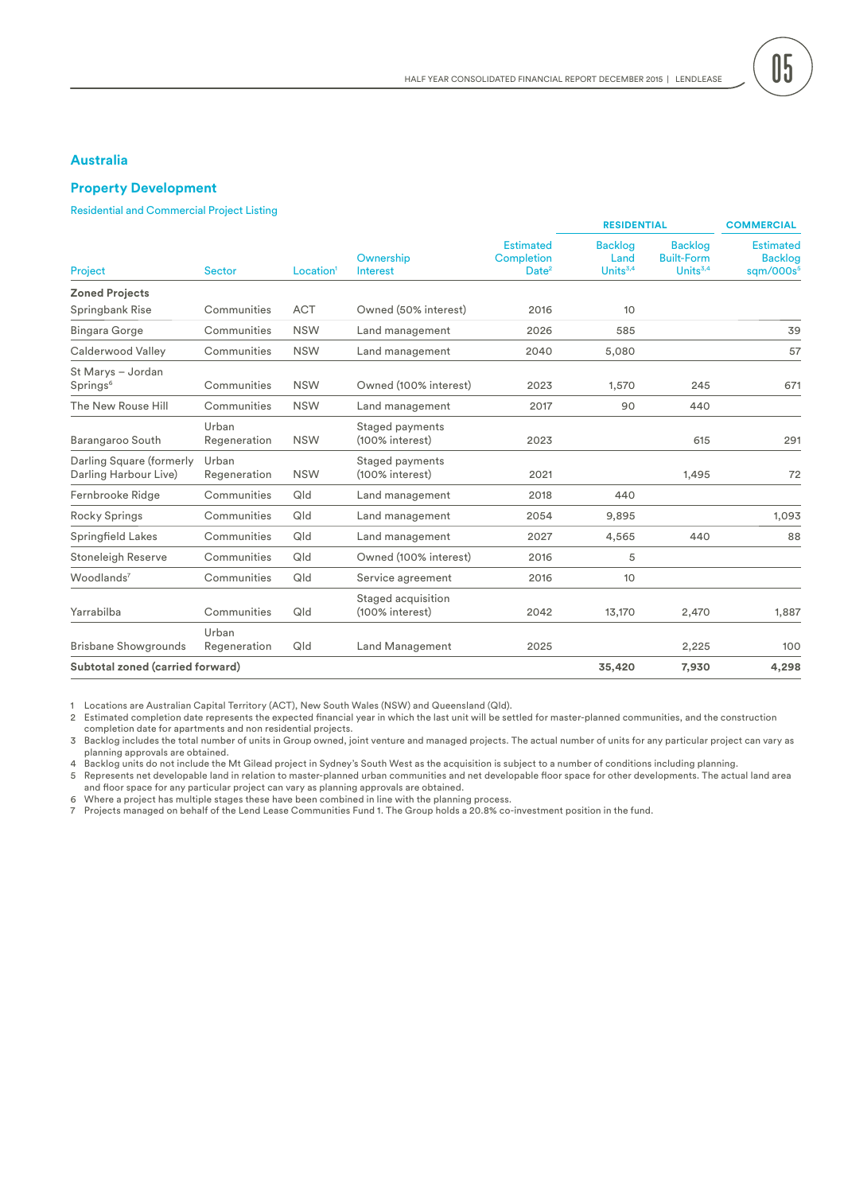## Australia

## Property Development

Residential and Commercial Project Listing

| Project | Sector | Location[1] | Ownership Interest | Estimated Completion Date[2] | RESIDENTIAL Backlog Land Units[3,4] | Backlog Built-Form Units[3,4] | COMMERCIAL Estimated Backlog sqm/000s[5] |
|---|---|---|---|---|---|---|---|
| **Zoned Projects** | | | | | | | |
| Springbank Rise | Communities | ACT | Owned (50% interest) | 2016 | 10 | | |
| Bingara Gorge | Communities | NSW | Land management | 2026 | 585 | | 39 |
| Calderwood Valley | Communities | NSW | Land management | 2040 | 5,080 | | 57 |
| St Marys – Jordan Springs[6] | Communities | NSW | Owned (100% interest) | 2023 | 1,570 | 245 | 671 |
| The New Rouse Hill | Communities | NSW | Land management | 2017 | 90 | 440 | |
| Barangaroo South | Urban Regeneration | NSW | Staged payments (100% interest) | 2023 | | 615 | 291 |
| Darling Square (formerly Darling Harbour Live) | Urban Regeneration | NSW | Staged payments (100% interest) | 2021 | | 1,495 | 72 |
| Fernbrooke Ridge | Communities | Qld | Land management | 2018 | 440 | | |
| Rocky Springs | Communities | Qld | Land management | 2054 | 9,895 | | 1,093 |
| Springfield Lakes | Communities | Qld | Land management | 2027 | 4,565 | 440 | 88 |
| Stoneleigh Reserve | Communities | Qld | Owned (100% interest) | 2016 | 5 | | |
| Woodlands[7] | Communities | Qld | Service agreement | 2016 | 10 | | |
| Yarrabilba | Communities | Qld | Staged acquisition (100% interest) | 2042 | 13,170 | 2,470 | 1,887 |
| Brisbane Showgrounds | Urban Regeneration | Qld | Land Management | 2025 | | 2,225 | 100 |
| **Subtotal zoned (carried forward)** | | | | | **35,420** | **7,930** | **4,298** |

1 Locations are Australian Capital Territory (ACT), New South Wales (NSW) and Queensland (Qld).
2 Estimated completion date represents the expected financial year in which the last unit will be settled for master-planned communities, and the construction completion date for apartments and non residential projects.
3 Backlog includes the total number of units in Group owned, joint venture and managed projects. The actual number of units for any particular project can vary as planning approvals are obtained.
4 Backlog units do not include the Mt Gilead project in Sydney's South West as the acquisition is subject to a number of conditions including planning.
5 Represents net developable land in relation to master-planned urban communities and net developable floor space for other developments. The actual land area and floor space for any particular project can vary as planning approvals are obtained.
6 Where a project has multiple stages these have been combined in line with the planning process.
7 Projects managed on behalf of the Lend Lease Communities Fund 1. The Group holds a 20.8% co-investment position in the fund.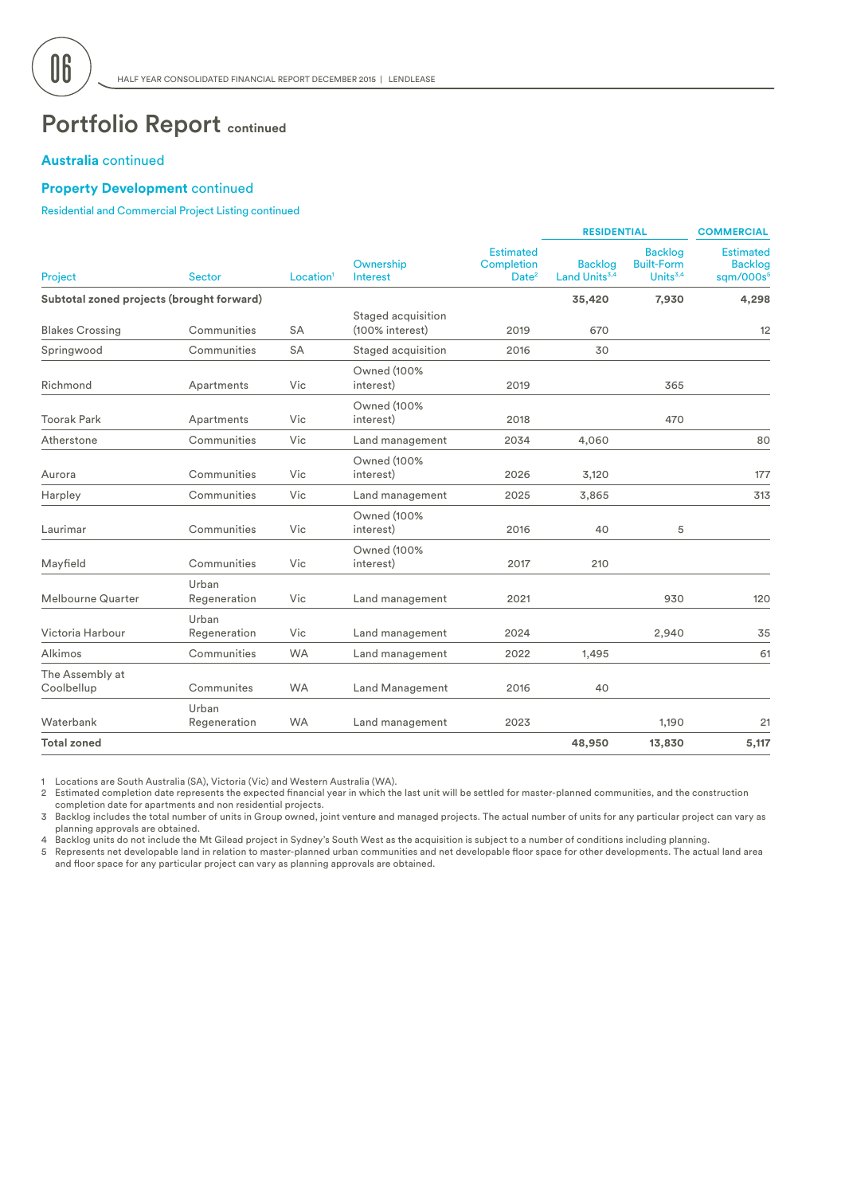# Portfolio Report continued

## Australia continued

### Property Development continued

Residential and Commercial Project Listing continued

| Project | Sector | Location[1] | Ownership Interest | Estimated Completion Date[2] | RESIDENTIAL Backlog Land Units[3,4] | RESIDENTIAL Backlog Built-Form Units[3,4] | COMMERCIAL Estimated Backlog sqm/000s[5] |
|---|---|---|---|---|---|---|---|
| **Subtotal zoned projects (brought forward)** | | | | | **35,420** | **7,930** | **4,298** |
| Blakes Crossing | Communities | SA | Staged acquisition (100% interest) | 2019 | 670 | | 12 |
| Springwood | Communities | SA | Staged acquisition | 2016 | 30 | | |
| Richmond | Apartments | Vic | Owned (100% interest) | 2019 | | 365 | |
| Toorak Park | Apartments | Vic | Owned (100% interest) | 2018 | | 470 | |
| Atherstone | Communities | Vic | Land management | 2034 | 4,060 | | 80 |
| Aurora | Communities | Vic | Owned (100% interest) | 2026 | 3,120 | | 177 |
| Harpley | Communities | Vic | Land management | 2025 | 3,865 | | 313 |
| Laurimar | Communities | Vic | Owned (100% interest) | 2016 | 40 | 5 | |
| Mayfield | Communities | Vic | Owned (100% interest) | 2017 | 210 | | |
| Melbourne Quarter | Urban Regeneration | Vic | Land management | 2021 | | 930 | 120 |
| Victoria Harbour | Urban Regeneration | Vic | Land management | 2024 | | 2,940 | 35 |
| Alkimos | Communities | WA | Land management | 2022 | 1,495 | | 61 |
| The Assembly at Coolbellup | Communites | WA | Land Management | 2016 | 40 | | |
| Waterbank | Urban Regeneration | WA | Land management | 2023 | | 1,190 | 21 |
| **Total zoned** | | | | | **48,950** | **13,830** | **5,117** |

1 Locations are South Australia (SA), Victoria (Vic) and Western Australia (WA).
2 Estimated completion date represents the expected financial year in which the last unit will be settled for master-planned communities, and the construction completion date for apartments and non residential projects.
3 Backlog includes the total number of units in Group owned, joint venture and managed projects. The actual number of units for any particular project can vary as planning approvals are obtained.
4 Backlog units do not include the Mt Gilead project in Sydney's South West as the acquisition is subject to a number of conditions including planning.
5 Represents net developable land in relation to master-planned urban communities and net developable floor space for other developments. The actual land area and floor space for any particular project can vary as planning approvals are obtained.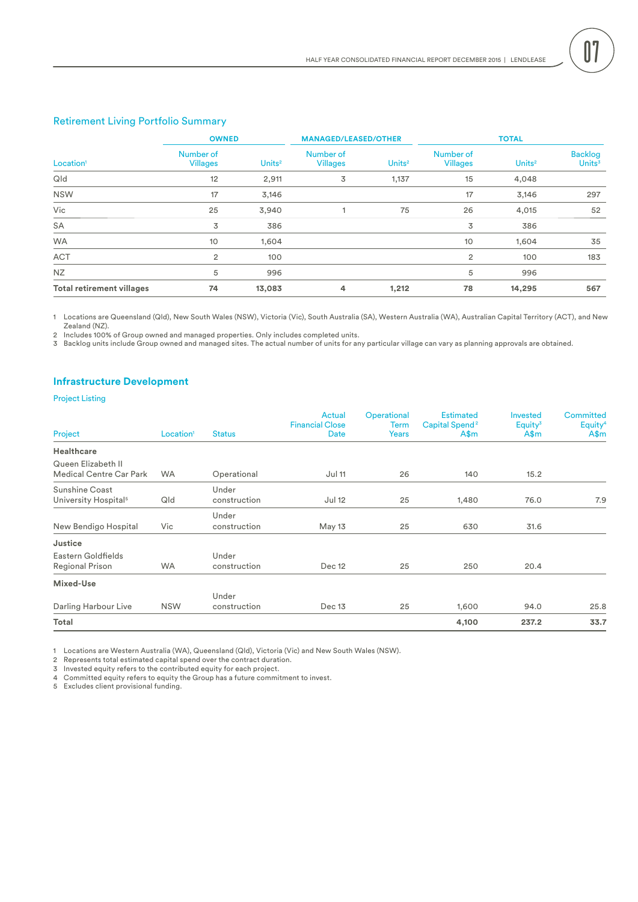## Retirement Living Portfolio Summary

| Location[1] | OWNED | | MANAGED/LEASED/OTHER | | TOTAL | | |
|---|---|---|---|---|---|---|---|
| | Number of Villages | Units[2] | Number of Villages | Units[2] | Number of Villages | Units[2] | Backlog Units[3] |
| Qld | 12 | 2,911 | 3 | 1,137 | 15 | 4,048 | |
| NSW | 17 | 3,146 | | | 17 | 3,146 | 297 |
| Vic | 25 | 3,940 | 1 | 75 | 26 | 4,015 | 52 |
| SA | 3 | 386 | | | 3 | 386 | |
| WA | 10 | 1,604 | | | 10 | 1,604 | 35 |
| ACT | 2 | 100 | | | 2 | 100 | 183 |
| NZ | 5 | 996 | | | 5 | 996 | |
| **Total retirement villages** | **74** | **13,083** | **4** | **1,212** | **78** | **14,295** | **567** |

1 Locations are Queensland (Qld), New South Wales (NSW), Victoria (Vic), South Australia (SA), Western Australia (WA), Australian Capital Territory (ACT), and New Zealand (NZ).
2 Includes 100% of Group owned and managed properties. Only includes completed units.
3 Backlog units include Group owned and managed sites. The actual number of units for any particular village can vary as planning approvals are obtained.

## Infrastructure Development

### Project Listing

| Project | Location[1] | Status | Actual Financial Close Date | Operational Term Years | Estimated Capital Spend[2] A$m | Invested Equity[3] A$m | Committed Equity[4] A$m |
|---|---|---|---|---|---|---|---|
| **Healthcare** | | | | | | | |
| Queen Elizabeth II Medical Centre Car Park | WA | Operational | Jul 11 | 26 | 140 | 15.2 | |
| Sunshine Coast University Hospital[5] | Qld | Under construction | Jul 12 | 25 | 1,480 | 76.0 | 7.9 |
| New Bendigo Hospital | Vic | Under construction | May 13 | 25 | 630 | 31.6 | |
| **Justice** | | | | | | | |
| Eastern Goldfields Regional Prison | WA | Under construction | Dec 12 | 25 | 250 | 20.4 | |
| **Mixed-Use** | | | | | | | |
| Darling Harbour Live | NSW | Under construction | Dec 13 | 25 | 1,600 | 94.0 | 25.8 |
| **Total** | | | | | **4,100** | **237.2** | **33.7** |

1 Locations are Western Australia (WA), Queensland (Qld), Victoria (Vic) and New South Wales (NSW).
2 Represents total estimated capital spend over the contract duration.
3 Invested equity refers to the contributed equity for each project.
4 Committed equity refers to equity the Group has a future commitment to invest.
5 Excludes client provisional funding.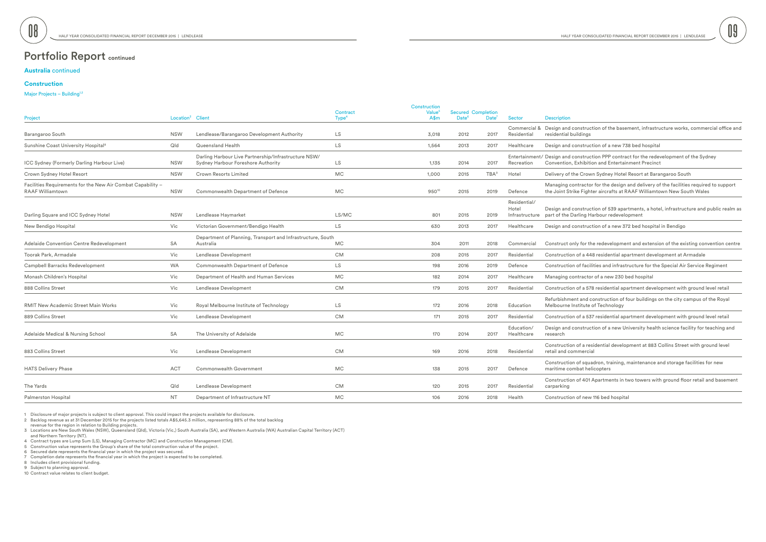# Portfolio Report continued

## Australia continued

### Construction

Major Projects – Building[1,2]

| Project | Location[3] | Client | Contract Type[4] | Construction Value[5] A$m | Secured Date[6] | Completion Date[7] | Sector | Description |
|---|---|---|---|---|---|---|---|---|
| Barangaroo South | NSW | Lendlease/Barangaroo Development Authority | LS | 3,018 | 2012 | 2017 | Commercial & Residential | Design and construction of the basement, infrastructure works, commercial office and residential buildings |
| Sunshine Coast University Hospital[8] | Qld | Queensland Health | LS | 1,564 | 2013 | 2017 | Healthcare | Design and construction of a new 738 bed hospital |
| ICC Sydney (Formerly Darling Harbour Live) | NSW | Darling Harbour Live Partnership/Infrastructure NSW/ Sydney Harbour Foreshore Authority | LS | 1,135 | 2014 | 2017 | Entertainment/ Recreation | Design and construction PPP contract for the redevelopment of the Sydney Convention, Exhibition and Entertainment Precinct |
| Crown Sydney Hotel Resort | NSW | Crown Resorts Limited | MC | 1,000 | 2015 | TBA[9] | Hotel | Delivery of the Crown Sydney Hotel Resort at Barangaroo South |
| Facilities Requirements for the New Air Combat Capability – RAAF Williamtown | NSW | Commonwealth Department of Defence | MC | 950[10] | 2015 | 2019 | Defence | Managing contractor for the design and delivery of the facilities required to support the Joint Strike Fighter aircrafts at RAAF Williamtown New South Wales |
| Darling Square and ICC Sydney Hotel | NSW | Lendlease Haymarket | LS/MC | 801 | 2015 | 2019 | Residential/ Hotel Infrastructure | Design and construction of 539 apartments, a hotel, infrastructure and public realm as part of the Darling Harbour redevelopment |
| New Bendigo Hospital | Vic | Victorian Government/Bendigo Health | LS | 630 | 2013 | 2017 | Healthcare | Design and construction of a new 372 bed hospital in Bendigo |
| Adelaide Convention Centre Redevelopment | SA | Department of Planning, Transport and Infrastructure, South Australia | MC | 304 | 2011 | 2018 | Commercial | Construct only for the redevelopment and extension of the existing convention centre |
| Toorak Park, Armadale | Vic | Lendlease Development | CM | 208 | 2015 | 2017 | Residential | Construction of a 448 residential apartment development at Armadale |
| Campbell Barracks Redevelopment | WA | Commonwealth Department of Defence | LS | 198 | 2016 | 2019 | Defence | Construction of facilities and infrastructure for the Special Air Service Regiment |
| Monash Children's Hospital | Vic | Department of Health and Human Services | MC | 182 | 2014 | 2017 | Healthcare | Managing contractor of a new 230 bed hospital |
| 888 Collins Street | Vic | Lendlease Development | CM | 179 | 2015 | 2017 | Residential | Construction of a 578 residential apartment development with ground level retail |
| RMIT New Academic Street Main Works | Vic | Royal Melbourne Institute of Technology | LS | 172 | 2016 | 2018 | Education | Refurbishment and construction of four buildings on the city campus of the Royal Melbourne Institute of Technology |
| 889 Collins Street | Vic | Lendlease Development | CM | 171 | 2015 | 2017 | Residential | Construction of a 537 residential apartment development with ground level retail |
| Adelaide Medical & Nursing School | SA | The University of Adelaide | MC | 170 | 2014 | 2017 | Education/ Healthcare | Design and construction of a new University health science facility for teaching and research |
| 883 Collins Street | Vic | Lendlease Development | CM | 169 | 2016 | 2018 | Residential | Construction of a residential development at 883 Collins Street with ground level retail and commercial |
| HATS Delivery Phase | ACT | Commonwealth Government | MC | 138 | 2015 | 2017 | Defence | Construction of squadron, training, maintenance and storage facilities for new maritime combat helicopters |
| The Yards | Qld | Lendlease Development | CM | 120 | 2015 | 2017 | Residential | Construction of 401 Apartments in two towers with ground floor retail and basement carparking |
| Palmerston Hospital | NT | Department of Infrastructure NT | MC | 106 | 2016 | 2018 | Health | Construction of new 116 bed hospital |

1 Disclosure of major projects is subject to client approval. This could impact the projects available for disclosure.
2 Backlog revenue as at 31 December 2015 for the projects listed totals A$5,645.3 million, representing 88% of the total backlog revenue for the region in relation to Building projects.
3 Locations are New South Wales (NSW), Queensland (Qld), Victoria (Vic,) South Australia (SA), and Western Australia (WA) Australian Capital Territory (ACT) and Northern Territory (NT).
4 Contract types are Lump Sum (LS), Managing Contractor (MC) and Construction Management (CM).
5 Construction value represents the Group's share of the total construction value of the project.
6 Secured date represents the financial year in which the project was secured.
7 Completion date represents the financial year in which the project is expected to be completed.
8 Includes client provisional funding.
9 Subject to planning approval.
10 Contract value relates to client budget.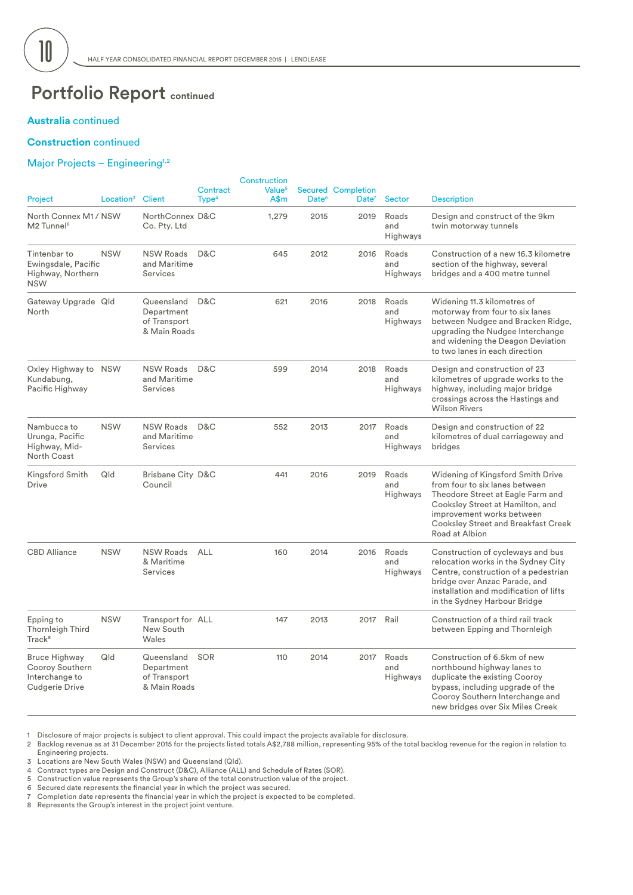# Portfolio Report continued

## Australia continued

## Construction continued

### Major Projects – Engineering[1,2]

| Project | Location[3] | Client | Contract Type[4] | Construction Value[5] A$m | Secured Date[6] | Completion Date[7] | Sector | Description |
|---|---|---|---|---|---|---|---|---|
| North Connex M1 / M2 Tunnel[8] | NSW | NorthConnex Co. Pty. Ltd | D&C | 1,279 | 2015 | 2019 | Roads and Highways | Design and construct of the 9km twin motorway tunnels |
| Tintenbar to Ewingsdale, Pacific Highway, Northern NSW | NSW | NSW Roads and Maritime Services | D&C | 645 | 2012 | 2016 | Roads and Highways | Construction of a new 16.3 kilometre section of the highway, several bridges and a 400 metre tunnel |
| Gateway Upgrade North | Qld | Queensland Department of Transport & Main Roads | D&C | 621 | 2016 | 2018 | Roads and Highways | Widening 11.3 kilometres of motorway from four to six lanes between Nudgee and Bracken Ridge, upgrading the Nudgee Interchange and widening the Deagon Deviation to two lanes in each direction |
| Oxley Highway to Kundabung, Pacific Highway | NSW | NSW Roads and Maritime Services | D&C | 599 | 2014 | 2018 | Roads and Highways | Design and construction of 23 kilometres of upgrade works to the highway, including major bridge crossings across the Hastings and Wilson Rivers |
| Nambucca to Urunga, Pacific Highway, Mid-North Coast | NSW | NSW Roads and Maritime Services | D&C | 552 | 2013 | 2017 | Roads and Highways | Design and construction of 22 kilometres of dual carriageway and bridges |
| Kingsford Smith Drive | Qld | Brisbane City Council | D&C | 441 | 2016 | 2019 | Roads and Highways | Widening of Kingsford Smith Drive from four to six lanes between Theodore Street at Eagle Farm and Cooksley Street at Hamilton, and improvement works between Cooksley Street and Breakfast Creek Road at Albion |
| CBD Alliance | NSW | NSW Roads & Maritime Services | ALL | 160 | 2014 | 2016 | Roads and Highways | Construction of cycleways and bus relocation works in the Sydney City Centre, construction of a pedestrian bridge over Anzac Parade, and installation and modification of lifts in the Sydney Harbour Bridge |
| Epping to Thornleigh Third Track[8] | NSW | Transport for New South Wales | ALL | 147 | 2013 | 2017 | Rail | Construction of a third rail track between Epping and Thornleigh |
| Bruce Highway Cooroy Southern Interchange to Cudgerie Drive | Qld | Queensland Department of Transport & Main Roads | SOR | 110 | 2014 | 2017 | Roads and Highways | Construction of 6.5km of new northbound highway lanes to duplicate the existing Cooroy bypass, including upgrade of the Cooroy Southern Interchange and new bridges over Six Miles Creek |

1. Disclosure of major projects is subject to client approval. This could impact the projects available for disclosure.
2. Backlog revenue as at 31 December 2015 for the projects listed totals A$2,788 million, representing 95% of the total backlog revenue for the region in relation to Engineering projects.
3. Locations are New South Wales (NSW) and Queensland (Qld).
4. Contract types are Design and Construct (D&C), Alliance (ALL) and Schedule of Rates (SOR).
5. Construction value represents the Group's share of the total construction value of the project.
6. Secured date represents the financial year in which the project was secured.
7. Completion date represents the financial year in which the project is expected to be completed.
8. Represents the Group's interest in the project joint venture.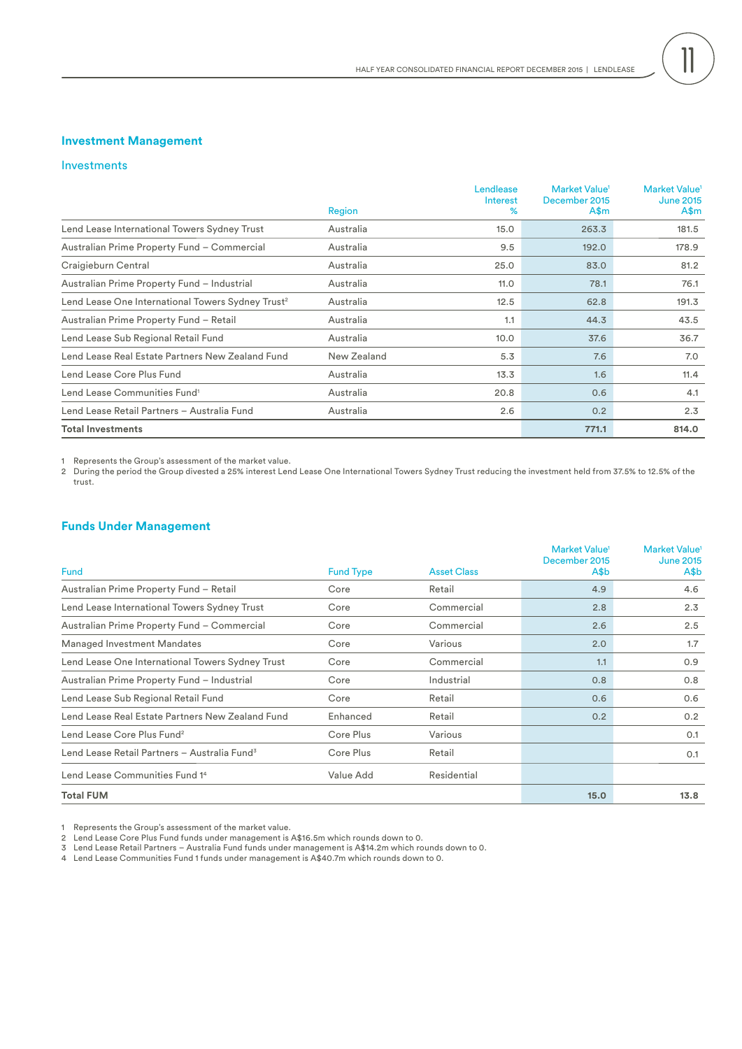## Investment Management

### Investments

| | Region | Lendlease Interest % | Market Value[1] December 2015 A$m | Market Value[1] June 2015 A$m |
|---|---|---|---|---|
| Lend Lease International Towers Sydney Trust | Australia | 15.0 | 263.3 | 181.5 |
| Australian Prime Property Fund – Commercial | Australia | 9.5 | 192.0 | 178.9 |
| Craigieburn Central | Australia | 25.0 | 83.0 | 81.2 |
| Australian Prime Property Fund – Industrial | Australia | 11.0 | 78.1 | 76.1 |
| Lend Lease One International Towers Sydney Trust[2] | Australia | 12.5 | 62.8 | 191.3 |
| Australian Prime Property Fund – Retail | Australia | 1.1 | 44.3 | 43.5 |
| Lend Lease Sub Regional Retail Fund | Australia | 10.0 | 37.6 | 36.7 |
| Lend Lease Real Estate Partners New Zealand Fund | New Zealand | 5.3 | 7.6 | 7.0 |
| Lend Lease Core Plus Fund | Australia | 13.3 | 1.6 | 11.4 |
| Lend Lease Communities Fund[1] | Australia | 20.8 | 0.6 | 4.1 |
| Lend Lease Retail Partners – Australia Fund | Australia | 2.6 | 0.2 | 2.3 |
| **Total Investments** | | | **771.1** | **814.0** |

1 Represents the Group's assessment of the market value.
2 During the period the Group divested a 25% interest Lend Lease One International Towers Sydney Trust reducing the investment held from 37.5% to 12.5% of the trust.

## Funds Under Management

| Fund | Fund Type | Asset Class | Market Value[1] December 2015 A$b | Market Value[1] June 2015 A$b |
|---|---|---|---|---|
| Australian Prime Property Fund – Retail | Core | Retail | 4.9 | 4.6 |
| Lend Lease International Towers Sydney Trust | Core | Commercial | 2.8 | 2.3 |
| Australian Prime Property Fund – Commercial | Core | Commercial | 2.6 | 2.5 |
| Managed Investment Mandates | Core | Various | 2.0 | 1.7 |
| Lend Lease One International Towers Sydney Trust | Core | Commercial | 1.1 | 0.9 |
| Australian Prime Property Fund – Industrial | Core | Industrial | 0.8 | 0.8 |
| Lend Lease Sub Regional Retail Fund | Core | Retail | 0.6 | 0.6 |
| Lend Lease Real Estate Partners New Zealand Fund | Enhanced | Retail | 0.2 | 0.2 |
| Lend Lease Core Plus Fund[2] | Core Plus | Various | | 0.1 |
| Lend Lease Retail Partners – Australia Fund[3] | Core Plus | Retail | | 0.1 |
| Lend Lease Communities Fund 1[4] | Value Add | Residential | | |
| **Total FUM** | | | **15.0** | **13.8** |

1 Represents the Group's assessment of the market value.
2 Lend Lease Core Plus Fund funds under management is A$16.5m which rounds down to 0.
3 Lend Lease Retail Partners – Australia Fund funds under management is A$14.2m which rounds down to 0.
4 Lend Lease Communities Fund 1 funds under management is A$40.7m which rounds down to 0.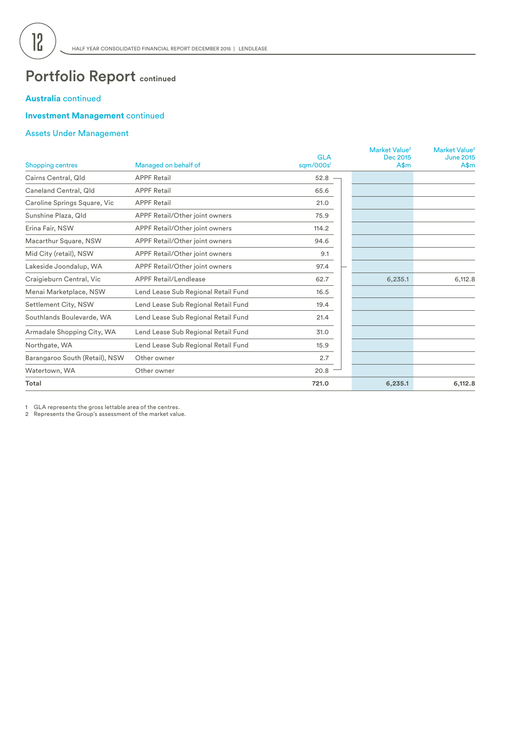# Portfolio Report continued

## Australia continued

### Investment Management continued

### Assets Under Management

| Shopping centres | Managed on behalf of | GLA sqm/000s[1] | Market Value[2] Dec 2015 A$m | Market Value[2] June 2015 A$m |
|---|---|---|---|---|
| Cairns Central, Qld | APPF Retail | 52.8 | | |
| Caneland Central, Qld | APPF Retail | 65.6 | | |
| Caroline Springs Square, Vic | APPF Retail | 21.0 | | |
| Sunshine Plaza, Qld | APPF Retail/Other joint owners | 75.9 | | |
| Erina Fair, NSW | APPF Retail/Other joint owners | 114.2 | | |
| Macarthur Square, NSW | APPF Retail/Other joint owners | 94.6 | | |
| Mid City (retail), NSW | APPF Retail/Other joint owners | 9.1 | | |
| Lakeside Joondalup, WA | APPF Retail/Other joint owners | 97.4 | | |
| Craigieburn Central, Vic | APPF Retail/Lendlease | 62.7 | 6,235.1 | 6,112.8 |
| Menai Marketplace, NSW | Lend Lease Sub Regional Retail Fund | 16.5 | | |
| Settlement City, NSW | Lend Lease Sub Regional Retail Fund | 19.4 | | |
| Southlands Boulevarde, WA | Lend Lease Sub Regional Retail Fund | 21.4 | | |
| Armadale Shopping City, WA | Lend Lease Sub Regional Retail Fund | 31.0 | | |
| Northgate, WA | Lend Lease Sub Regional Retail Fund | 15.9 | | |
| Barangaroo South (Retail), NSW | Other owner | 2.7 | | |
| Watertown, WA | Other owner | 20.8 | | |
| **Total** | | **721.0** | **6,235.1** | **6,112.8** |

1 GLA represents the gross lettable area of the centres.
2 Represents the Group's assessment of the market value.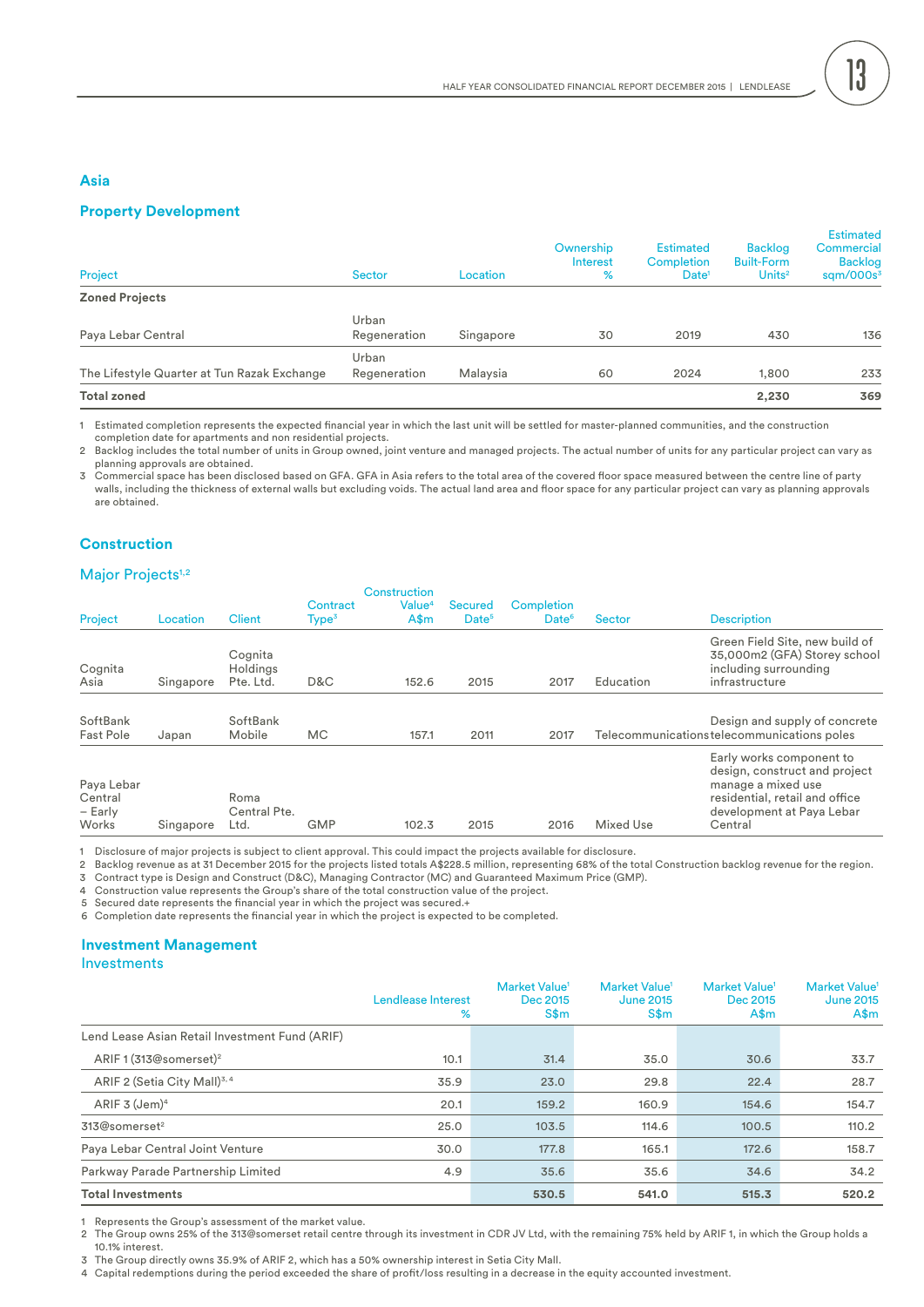## Asia

### Property Development

| Project | Sector | Location | Ownership Interest % | Estimated Completion Date[1] | Backlog Built-Form Units[2] | Estimated Commercial Backlog sqm/000s[3] |
|---|---|---|---|---|---|---|
| **Zoned Projects** | | | | | | |
| Paya Lebar Central | Urban Regeneration | Singapore | 30 | 2019 | 430 | 136 |
| The Lifestyle Quarter at Tun Razak Exchange | Urban Regeneration | Malaysia | 60 | 2024 | 1,800 | 233 |
| **Total zoned** | | | | | **2,230** | **369** |

1 Estimated completion represents the expected financial year in which the last unit will be settled for master-planned communities, and the construction completion date for apartments and non residential projects.
2 Backlog includes the total number of units in Group owned, joint venture and managed projects. The actual number of units for any particular project can vary as planning approvals are obtained.
3 Commercial space has been disclosed based on GFA. GFA in Asia refers to the total area of the covered floor space measured between the centre line of party walls, including the thickness of external walls but excluding voids. The actual land area and floor space for any particular project can vary as planning approvals are obtained.

### Construction

#### Major Projects[1,2]

| Project | Location | Client | Contract Type[3] | Construction Value[4] A$m | Secured Date[5] | Completion Date[6] | Sector | Description |
|---|---|---|---|---|---|---|---|---|
| Cognita Asia | Singapore | Cognita Holdings Pte. Ltd. | D&C | 152.6 | 2015 | 2017 | Education | Green Field Site, new build of 35,000m2 (GFA) Storey school including surrounding infrastructure |
| SoftBank Fast Pole | Japan | SoftBank Mobile | MC | 157.1 | 2011 | 2017 | Telecommunications | Design and supply of concrete telecommunications poles |
| Paya Lebar Central – Early Works | Singapore | Roma Central Pte. Ltd. | GMP | 102.3 | 2015 | 2016 | Mixed Use | Early works component to design, construct and project manage a mixed use residential, retail and office development at Paya Lebar Central |

1 Disclosure of major projects is subject to client approval. This could impact the projects available for disclosure.
2 Backlog revenue as at 31 December 2015 for the projects listed totals A$228.5 million, representing 68% of the total Construction backlog revenue for the region.
3 Contract type is Design and Construct (D&C), Managing Contractor (MC) and Guaranteed Maximum Price (GMP).
4 Construction value represents the Group's share of the total construction value of the project.
5 Secured date represents the financial year in which the project was secured.+
6 Completion date represents the financial year in which the project is expected to be completed.

### Investment Management

#### Investments

| | Lendlease Interest % | Market Value[1] Dec 2015 S$m | Market Value[1] June 2015 S$m | Market Value[1] Dec 2015 A$m | Market Value[1] June 2015 A$m |
|---|---|---|---|---|---|
| Lend Lease Asian Retail Investment Fund (ARIF) | | | | | |
| ARIF 1 (313@somerset)[2] | 10.1 | 31.4 | 35.0 | 30.6 | 33.7 |
| ARIF 2 (Setia City Mall)[3,4] | 35.9 | 23.0 | 29.8 | 22.4 | 28.7 |
| ARIF 3 (Jem)[4] | 20.1 | 159.2 | 160.9 | 154.6 | 154.7 |
| 313@somerset[2] | 25.0 | 103.5 | 114.6 | 100.5 | 110.2 |
| Paya Lebar Central Joint Venture | 30.0 | 177.8 | 165.1 | 172.6 | 158.7 |
| Parkway Parade Partnership Limited | 4.9 | 35.6 | 35.6 | 34.6 | 34.2 |
| **Total Investments** | | **530.5** | **541.0** | **515.3** | **520.2** |

1 Represents the Group's assessment of the market value.
2 The Group owns 25% of the 313@somerset retail centre through its investment in CDR JV Ltd, with the remaining 75% held by ARIF 1, in which the Group holds a 10.1% interest.
3 The Group directly owns 35.9% of ARIF 2, which has a 50% ownership interest in Setia City Mall.
4 Capital redemptions during the period exceeded the share of profit/loss resulting in a decrease in the equity accounted investment.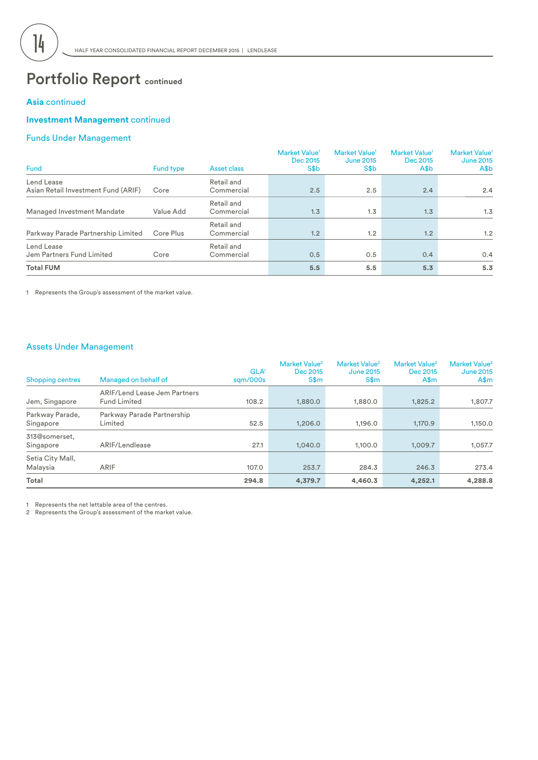# Portfolio Report continued

## Asia continued

### Investment Management continued

### Funds Under Management

| Fund | Fund type | Asset class | Market Value[1] Dec 2015 S$b | Market Value[1] June 2015 S$b | Market Value[1] Dec 2015 A$b | Market Value[1] June 2015 A$b |
|---|---|---|---|---|---|---|
| Lend Lease Asian Retail Investment Fund (ARIF) | Core | Retail and Commercial | 2.5 | 2.5 | 2.4 | 2.4 |
| Managed Investment Mandate | Value Add | Retail and Commercial | 1.3 | 1.3 | 1.3 | 1.3 |
| Parkway Parade Partnership Limited | Core Plus | Retail and Commercial | 1.2 | 1.2 | 1.2 | 1.2 |
| Lend Lease Jem Partners Fund Limited | Core | Retail and Commercial | 0.5 | 0.5 | 0.4 | 0.4 |
| **Total FUM** | | | **5.5** | **5.5** | **5.3** | **5.3** |

1 Represents the Group's assessment of the market value.

### Assets Under Management

| Shopping centres | Managed on behalf of | GLA[1] sqm/000s | Market Value[2] Dec 2015 S$m | Market Value[2] June 2015 S$m | Market Value[2] Dec 2015 A$m | Market Value[2] June 2015 A$m |
|---|---|---|---|---|---|---|
| Jem, Singapore | ARIF/Lend Lease Jem Partners Fund Limited | 108.2 | 1,880.0 | 1,880.0 | 1,825.2 | 1,807.7 |
| Parkway Parade, Singapore | Parkway Parade Partnership Limited | 52.5 | 1,206.0 | 1,196.0 | 1,170.9 | 1,150.0 |
| 313@somerset, Singapore | ARIF/Lendlease | 27.1 | 1,040.0 | 1,100.0 | 1,009.7 | 1,057.7 |
| Setia City Mall, Malaysia | ARIF | 107.0 | 253.7 | 284.3 | 246.3 | 273.4 |
| **Total** | | **294.8** | **4,379.7** | **4,460.3** | **4,252.1** | **4,288.8** |

1 Represents the net lettable area of the centres.
2 Represents the Group's assessment of the market value.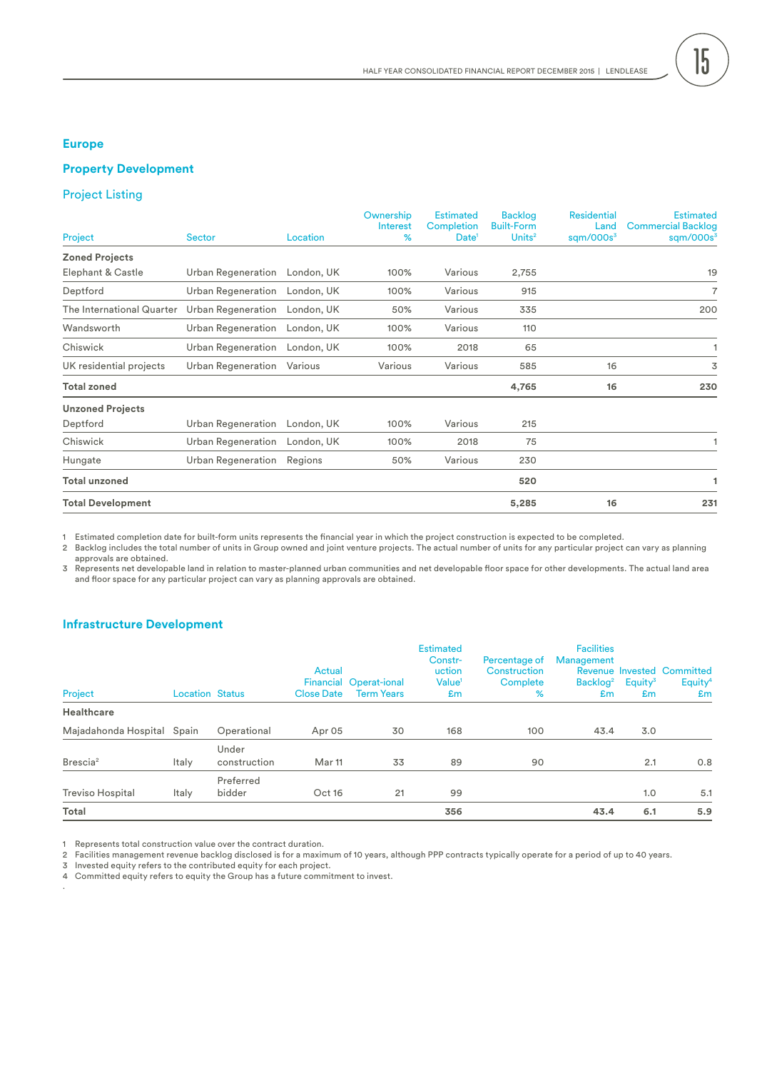## Europe

## Property Development

### Project Listing

| Project | Sector | Location | Ownership Interest % | Estimated Completion Date[1] | Backlog Built-Form Units[2] | Residential Land sqm/000s[3] | Estimated Commercial Backlog sqm/000s[3] |
|---|---|---|---|---|---|---|---|
| **Zoned Projects** | | | | | | | |
| Elephant & Castle | Urban Regeneration | London, UK | 100% | Various | 2,755 | | 19 |
| Deptford | Urban Regeneration | London, UK | 100% | Various | 915 | | 7 |
| The International Quarter | Urban Regeneration | London, UK | 50% | Various | 335 | | 200 |
| Wandsworth | Urban Regeneration | London, UK | 100% | Various | 110 | | |
| Chiswick | Urban Regeneration | London, UK | 100% | 2018 | 65 | | 1 |
| UK residential projects | Urban Regeneration | Various | Various | Various | 585 | 16 | 3 |
| **Total zoned** | | | | | **4,765** | **16** | **230** |
| **Unzoned Projects** | | | | | | | |
| Deptford | Urban Regeneration | London, UK | 100% | Various | 215 | | |
| Chiswick | Urban Regeneration | London, UK | 100% | 2018 | 75 | | 1 |
| Hungate | Urban Regeneration | Regions | 50% | Various | 230 | | |
| **Total unzoned** | | | | | **520** | | **1** |
| **Total Development** | | | | | **5,285** | **16** | **231** |

1 Estimated completion date for built-form units represents the financial year in which the project construction is expected to be completed.
2 Backlog includes the total number of units in Group owned and joint venture projects. The actual number of units for any particular project can vary as planning approvals are obtained.
3 Represents net developable land in relation to master-planned urban communities and net developable floor space for other developments. The actual land area and floor space for any particular project can vary as planning approvals are obtained.

## Infrastructure Development

| Project | Location | Status | Actual Financial Close Date | Operat-ional Term Years | Estimated Constr-uction Value[1] £m | Percentage of Construction Complete % | Facilities Management Revenue Backlog[2] £m | Invested Equity[3] £m | Committed Equity[4] £m |
|---|---|---|---|---|---|---|---|---|---|
| **Healthcare** | | | | | | | | | |
| Majadahonda Hospital | Spain | Operational | Apr 05 | 30 | 168 | 100 | 43.4 | 3.0 | |
| Brescia[2] | Italy | Under construction | Mar 11 | 33 | 89 | 90 | | 2.1 | 0.8 |
| Treviso Hospital | Italy | Preferred bidder | Oct 16 | 21 | 99 | | | 1.0 | 5.1 |
| **Total** | | | | | **356** | | **43.4** | **6.1** | **5.9** |

1 Represents total construction value over the contract duration.
2 Facilities management revenue backlog disclosed is for a maximum of 10 years, although PPP contracts typically operate for a period of up to 40 years.
3 Invested equity refers to the contributed equity for each project.
4 Committed equity refers to equity the Group has a future commitment to invest.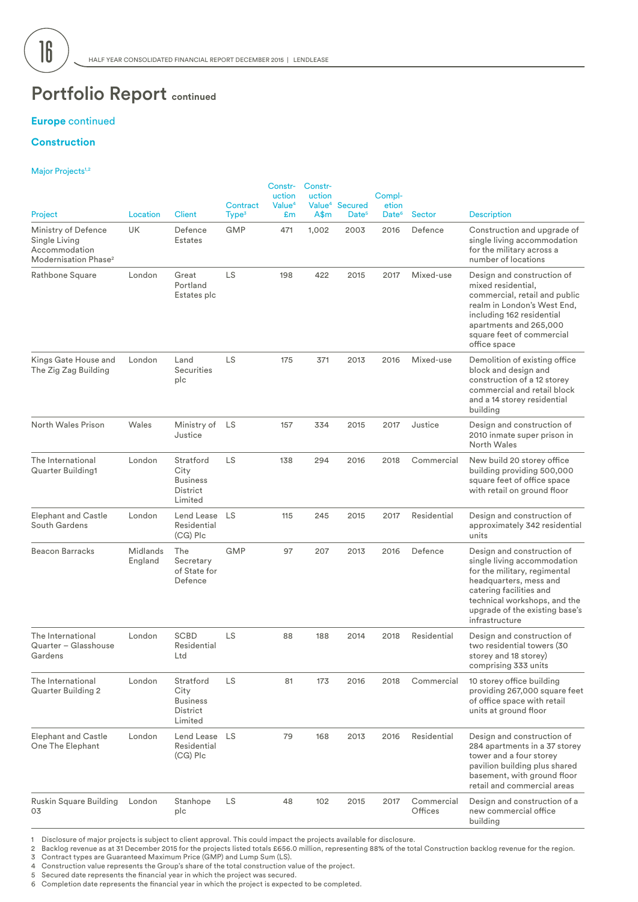# Portfolio Report continued

## Europe continued

### Construction

Major Projects[1,2]

| Project | Location | Client | Contract Type[3] | Construction Value[4] £m | Construction Value[4] A$m | Secured Date[5] | Completion Date[6] | Sector | Description |
|---|---|---|---|---|---|---|---|---|---|
| Ministry of Defence Single Living Accommodation Modernisation Phase[2] | UK | Defence Estates | GMP | 471 | 1,002 | 2003 | 2016 | Defence | Construction and upgrade of single living accommodation for the military across a number of locations |
| Rathbone Square | London | Great Portland Estates plc | LS | 198 | 422 | 2015 | 2017 | Mixed-use | Design and construction of mixed residential, commercial, retail and public realm in London's West End, including 162 residential apartments and 265,000 square feet of commercial office space |
| Kings Gate House and The Zig Zag Building | London | Land Securities plc | LS | 175 | 371 | 2013 | 2016 | Mixed-use | Demolition of existing office block and design and construction of a 12 storey commercial and retail block and a 14 storey residential building |
| North Wales Prison | Wales | Ministry of Justice | LS | 157 | 334 | 2015 | 2017 | Justice | Design and construction of 2010 inmate super prison in North Wales |
| The International Quarter Building1 | London | Stratford City Business District Limited | LS | 138 | 294 | 2016 | 2018 | Commercial | New build 20 storey office building providing 500,000 square feet of office space with retail on ground floor |
| Elephant and Castle South Gardens | London | Lend Lease Residential (CG) Plc | LS | 115 | 245 | 2015 | 2017 | Residential | Design and construction of approximately 342 residential units |
| Beacon Barracks | Midlands England | The Secretary of State for Defence | GMP | 97 | 207 | 2013 | 2016 | Defence | Design and construction of single living accommodation for the military, regimental headquarters, mess and catering facilities and technical workshops, and the upgrade of the existing base's infrastructure |
| The International Quarter – Glasshouse Gardens | London | SCBD Residential Ltd | LS | 88 | 188 | 2014 | 2018 | Residential | Design and construction of two residential towers (30 storey and 18 storey) comprising 333 units |
| The International Quarter Building 2 | London | Stratford City Business District Limited | LS | 81 | 173 | 2016 | 2018 | Commercial | 10 storey office building providing 267,000 square feet of office space with retail units at ground floor |
| Elephant and Castle One The Elephant | London | Lend Lease Residential (CG) Plc | LS | 79 | 168 | 2013 | 2016 | Residential | Design and construction of 284 apartments in a 37 storey tower and a four storey pavilion building plus shared basement, with ground floor retail and commercial areas |
| Ruskin Square Building 03 | London | Stanhope plc | LS | 48 | 102 | 2015 | 2017 | Commercial Offices | Design and construction of a new commercial office building |

1 Disclosure of major projects is subject to client approval. This could impact the projects available for disclosure.
2 Backlog revenue as at 31 December 2015 for the projects listed totals £656.0 million, representing 88% of the total Construction backlog revenue for the region.
3 Contract types are Guaranteed Maximum Price (GMP) and Lump Sum (LS).
4 Construction value represents the Group's share of the total construction value of the project.
5 Secured date represents the financial year in which the project was secured.
6 Completion date represents the financial year in which the project is expected to be completed.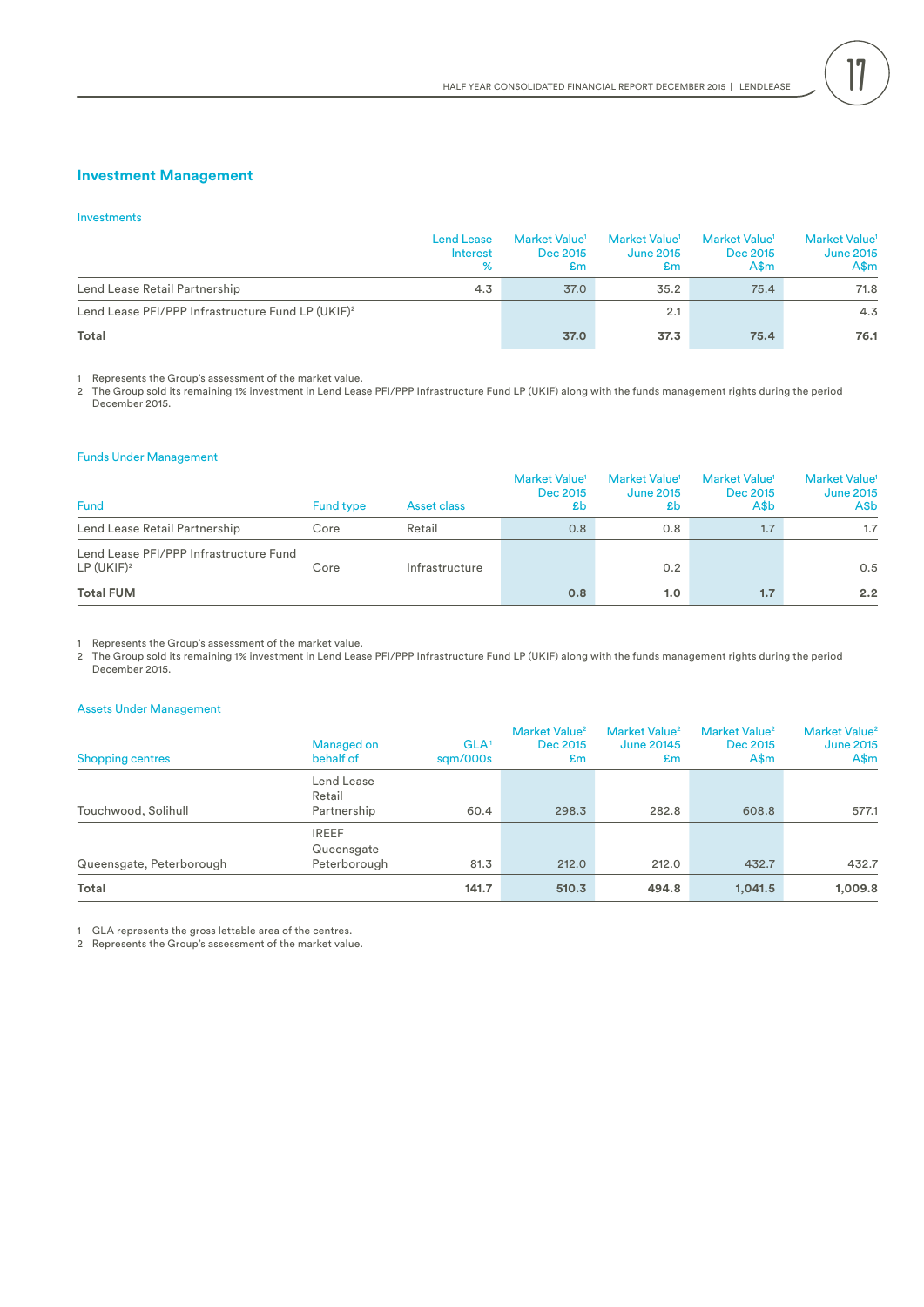## Investment Management

### Investments

| | Lend Lease Interest % | Market Value[1] Dec 2015 £m | Market Value[1] June 2015 £m | Market Value[1] Dec 2015 A$m | Market Value[1] June 2015 A$m |
|---|---|---|---|---|---|
| Lend Lease Retail Partnership | 4.3 | 37.0 | 35.2 | 75.4 | 71.8 |
| Lend Lease PFI/PPP Infrastructure Fund LP (UKIF)[2] | | | 2.1 | | 4.3 |
| **Total** | | **37.0** | **37.3** | **75.4** | **76.1** |

1 Represents the Group's assessment of the market value.
2 The Group sold its remaining 1% investment in Lend Lease PFI/PPP Infrastructure Fund LP (UKIF) along with the funds management rights during the period December 2015.

### Funds Under Management

| Fund | Fund type | Asset class | Market Value[1] Dec 2015 £b | Market Value[1] June 2015 £b | Market Value[1] Dec 2015 A$b | Market Value[1] June 2015 A$b |
|---|---|---|---|---|---|---|
| Lend Lease Retail Partnership | Core | Retail | 0.8 | 0.8 | 1.7 | 1.7 |
| Lend Lease PFI/PPP Infrastructure Fund LP (UKIF)[2] | Core | Infrastructure | | 0.2 | | 0.5 |
| **Total FUM** | | | **0.8** | **1.0** | **1.7** | **2.2** |

1 Represents the Group's assessment of the market value.
2 The Group sold its remaining 1% investment in Lend Lease PFI/PPP Infrastructure Fund LP (UKIF) along with the funds management rights during the period December 2015.

### Assets Under Management

| Shopping centres | Managed on behalf of | GLA[1] sqm/000s | Market Value[2] Dec 2015 £m | Market Value[2] June 20145 £m | Market Value[2] Dec 2015 A$m | Market Value[2] June 2015 A$m |
|---|---|---|---|---|---|---|
| Touchwood, Solihull | Lend Lease Retail Partnership | 60.4 | 298.3 | 282.8 | 608.8 | 577.1 |
| Queensgate, Peterborough | IREEF Queensgate Peterborough | 81.3 | 212.0 | 212.0 | 432.7 | 432.7 |
| **Total** | | **141.7** | **510.3** | **494.8** | **1,041.5** | **1,009.8** |

1 GLA represents the gross lettable area of the centres.
2 Represents the Group's assessment of the market value.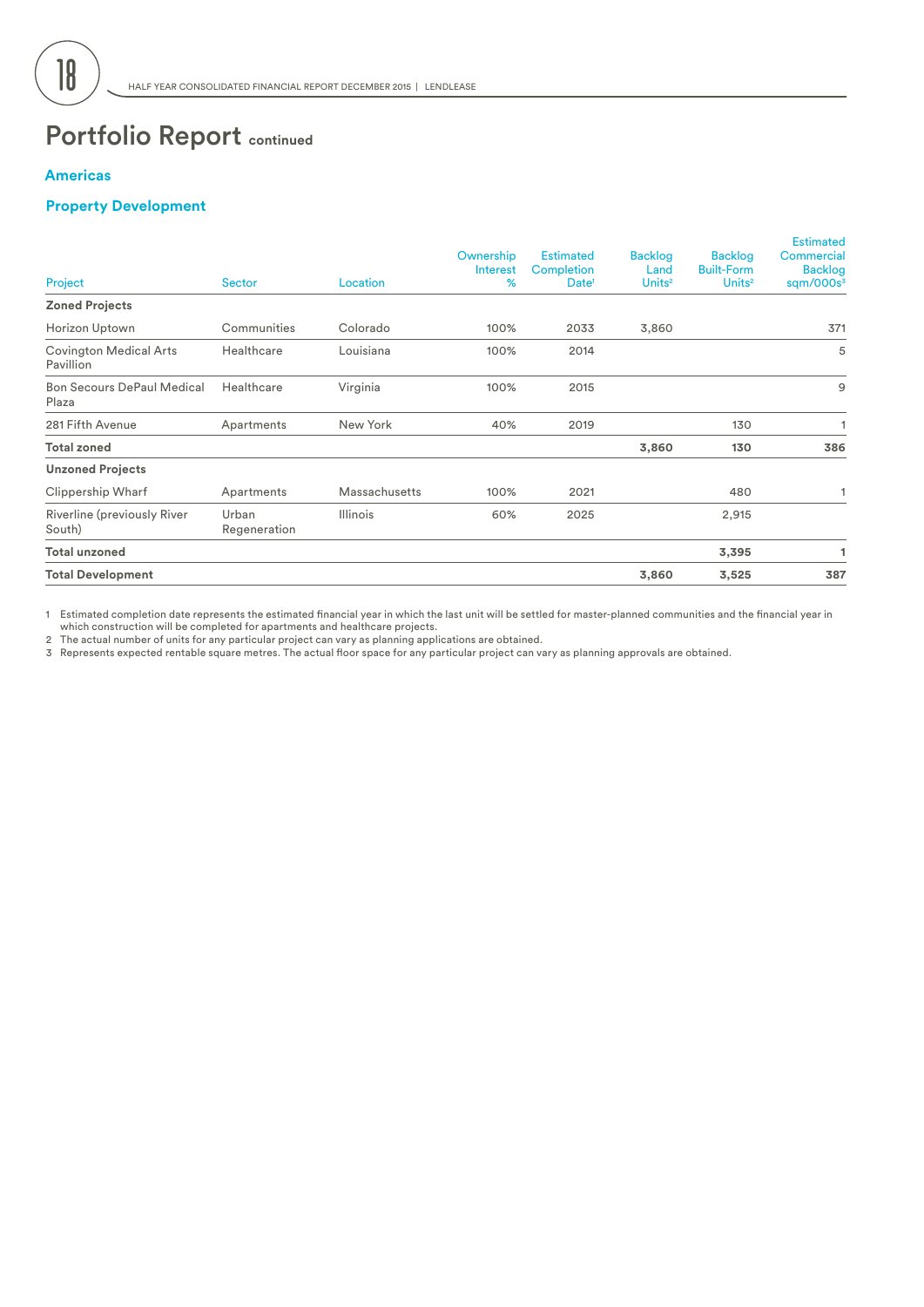# Portfolio Report continued

## Americas

### Property Development

| Project | Sector | Location | Ownership Interest % | Estimated Completion Date[1] | Backlog Land Units[2] | Backlog Built-Form Units[2] | Estimated Commercial Backlog sqm/000s[3] |
|---|---|---|---|---|---|---|---|
| **Zoned Projects** | | | | | | | |
| Horizon Uptown | Communities | Colorado | 100% | 2033 | 3,860 | | 371 |
| Covington Medical Arts Pavillion | Healthcare | Louisiana | 100% | 2014 | | | 5 |
| Bon Secours DePaul Medical Plaza | Healthcare | Virginia | 100% | 2015 | | | 9 |
| 281 Fifth Avenue | Apartments | New York | 40% | 2019 | | 130 | 1 |
| **Total zoned** | | | | | **3,860** | **130** | **386** |
| **Unzoned Projects** | | | | | | | |
| Clippership Wharf | Apartments | Massachusetts | 100% | 2021 | | 480 | 1 |
| Riverline (previously River South) | Urban Regeneration | Illinois | 60% | 2025 | | 2,915 | |
| **Total unzoned** | | | | | | **3,395** | **1** |
| **Total Development** | | | | | **3,860** | **3,525** | **387** |

1 Estimated completion date represents the estimated financial year in which the last unit will be settled for master-planned communities and the financial year in which construction will be completed for apartments and healthcare projects.

2 The actual number of units for any particular project can vary as planning applications are obtained.

3 Represents expected rentable square metres. The actual floor space for any particular project can vary as planning approvals are obtained.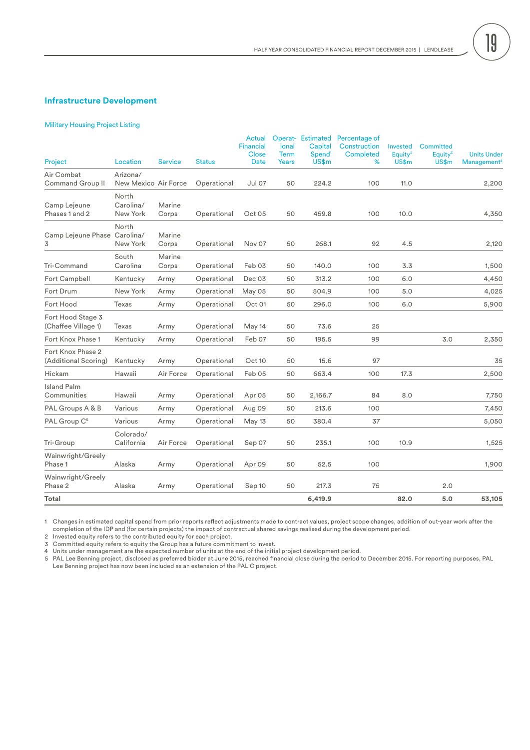## Infrastructure Development

### Military Housing Project Listing

| Project | Location | Service | Status | Actual Financial Close Date | Operational Term Years | Estimated Capital Spend[1] US$m | Percentage of Construction Completed % | Invested Equity[2] US$m | Committed Equity[3] US$m | Units Under Management[4] |
|---|---|---|---|---|---|---|---|---|---|---|
| Air Combat Command Group II | Arizona/ New Mexico | Air Force | Operational | Jul 07 | 50 | 224.2 | 100 | 11.0 | | 2,200 |
| Camp Lejeune Phases 1 and 2 | North Carolina/ New York | Marine Corps | Operational | Oct 05 | 50 | 459.8 | 100 | 10.0 | | 4,350 |
| Camp Lejeune Phase 3 | North Carolina/ New York | Marine Corps | Operational | Nov 07 | 50 | 268.1 | 92 | 4.5 | | 2,120 |
| Tri-Command | South Carolina | Marine Corps | Operational | Feb 03 | 50 | 140.0 | 100 | 3.3 | | 1,500 |
| Fort Campbell | Kentucky | Army | Operational | Dec 03 | 50 | 313.2 | 100 | 6.0 | | 4,450 |
| Fort Drum | New York | Army | Operational | May 05 | 50 | 504.9 | 100 | 5.0 | | 4,025 |
| Fort Hood | Texas | Army | Operational | Oct 01 | 50 | 296.0 | 100 | 6.0 | | 5,900 |
| Fort Hood Stage 3 (Chaffee Village 1) | Texas | Army | Operational | May 14 | 50 | 73.6 | 25 | | | |
| Fort Knox Phase 1 | Kentucky | Army | Operational | Feb 07 | 50 | 195.5 | 99 | | 3.0 | 2,350 |
| Fort Knox Phase 2 (Additional Scoring) | Kentucky | Army | Operational | Oct 10 | 50 | 15.6 | 97 | | | 35 |
| Hickam | Hawaii | Air Force | Operational | Feb 05 | 50 | 663.4 | 100 | 17.3 | | 2,500 |
| Island Palm Communities | Hawaii | Army | Operational | Apr 05 | 50 | 2,166.7 | 84 | 8.0 | | 7,750 |
| PAL Groups A & B | Various | Army | Operational | Aug 09 | 50 | 213.6 | 100 | | | 7,450 |
| PAL Group C[5] | Various | Army | Operational | May 13 | 50 | 380.4 | 37 | | | 5,050 |
| Tri-Group | Colorado/ California | Air Force | Operational | Sep 07 | 50 | 235.1 | 100 | 10.9 | | 1,525 |
| Wainwright/Greely Phase 1 | Alaska | Army | Operational | Apr 09 | 50 | 52.5 | 100 | | | 1,900 |
| Wainwright/Greely Phase 2 | Alaska | Army | Operational | Sep 10 | 50 | 217.3 | 75 | | 2.0 | |
| **Total** | | | | | | **6,419.9** | | **82.0** | **5.0** | **53,105** |

1 Changes in estimated capital spend from prior reports reflect adjustments made to contract values, project scope changes, addition of out-year work after the completion of the IDP and (for certain projects) the impact of contractual shared savings realised during the development period.
2 Invested equity refers to the contributed equity for each project.
3 Committed equity refers to equity the Group has a future commitment to invest.
4 Units under management are the expected number of units at the end of the initial project development period.
5 PAL Lee Benning project, disclosed as preferred bidder at June 2015, reached financial close during the period to December 2015. For reporting purposes, PAL Lee Benning project has now been included as an extension of the PAL C project.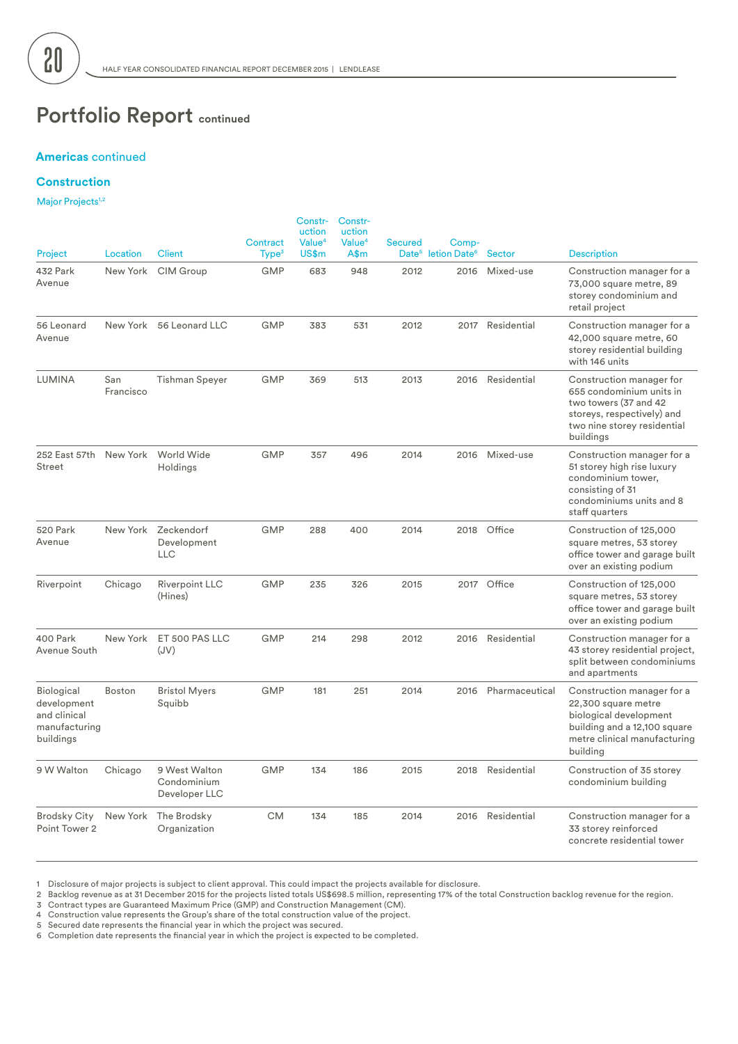# Portfolio Report continued

## Americas continued

### Construction

Major Projects[1,2]

| Project | Location | Client | Contract Type[3] | Construction Value[4] US$m | Construction Value[4] A$m | Secured Date[5] | Completion Date[6] | Sector | Description |
|---|---|---|---|---|---|---|---|---|---|
| 432 Park Avenue | New York | CIM Group | GMP | 683 | 948 | 2012 | 2016 | Mixed-use | Construction manager for a 73,000 square metre, 89 storey condominium and retail project |
| 56 Leonard Avenue | New York | 56 Leonard LLC | GMP | 383 | 531 | 2012 | 2017 | Residential | Construction manager for a 42,000 square metre, 60 storey residential building with 146 units |
| LUMINA | San Francisco | Tishman Speyer | GMP | 369 | 513 | 2013 | 2016 | Residential | Construction manager for 655 condominium units in two towers (37 and 42 storeys, respectively) and two nine storey residential buildings |
| 252 East 57th Street | New York | World Wide Holdings | GMP | 357 | 496 | 2014 | 2016 | Mixed-use | Construction manager for a 51 storey high rise luxury condominium tower, consisting of 31 condominiums units and 8 staff quarters |
| 520 Park Avenue | New York | Zeckendorf Development LLC | GMP | 288 | 400 | 2014 | 2018 | Office | Construction of 125,000 square metres, 53 storey office tower and garage built over an existing podium |
| Riverpoint | Chicago | Riverpoint LLC (Hines) | GMP | 235 | 326 | 2015 | 2017 | Office | Construction of 125,000 square metres, 53 storey office tower and garage built over an existing podium |
| 400 Park Avenue South | New York | ET 500 PAS LLC (JV) | GMP | 214 | 298 | 2012 | 2016 | Residential | Construction manager for a 43 storey residential project, split between condominiums and apartments |
| Biological development and clinical manufacturing buildings | Boston | Bristol Myers Squibb | GMP | 181 | 251 | 2014 | 2016 | Pharmaceutical | Construction manager for a 22,300 square metre biological development building and a 12,100 square metre clinical manufacturing building |
| 9 W Walton | Chicago | 9 West Walton Condominium Developer LLC | GMP | 134 | 186 | 2015 | 2018 | Residential | Construction of 35 storey condominium building |
| Brodsky City Point Tower 2 | New York | The Brodsky Organization | CM | 134 | 185 | 2014 | 2016 | Residential | Construction manager for a 33 storey reinforced concrete residential tower |

1 Disclosure of major projects is subject to client approval. This could impact the projects available for disclosure.
2 Backlog revenue as at 31 December 2015 for the projects listed totals US$698.5 million, representing 17% of the total Construction backlog revenue for the region.
3 Contract types are Guaranteed Maximum Price (GMP) and Construction Management (CM).
4 Construction value represents the Group's share of the total construction value of the project.
5 Secured date represents the financial year in which the project was secured.
6 Completion date represents the financial year in which the project is expected to be completed.